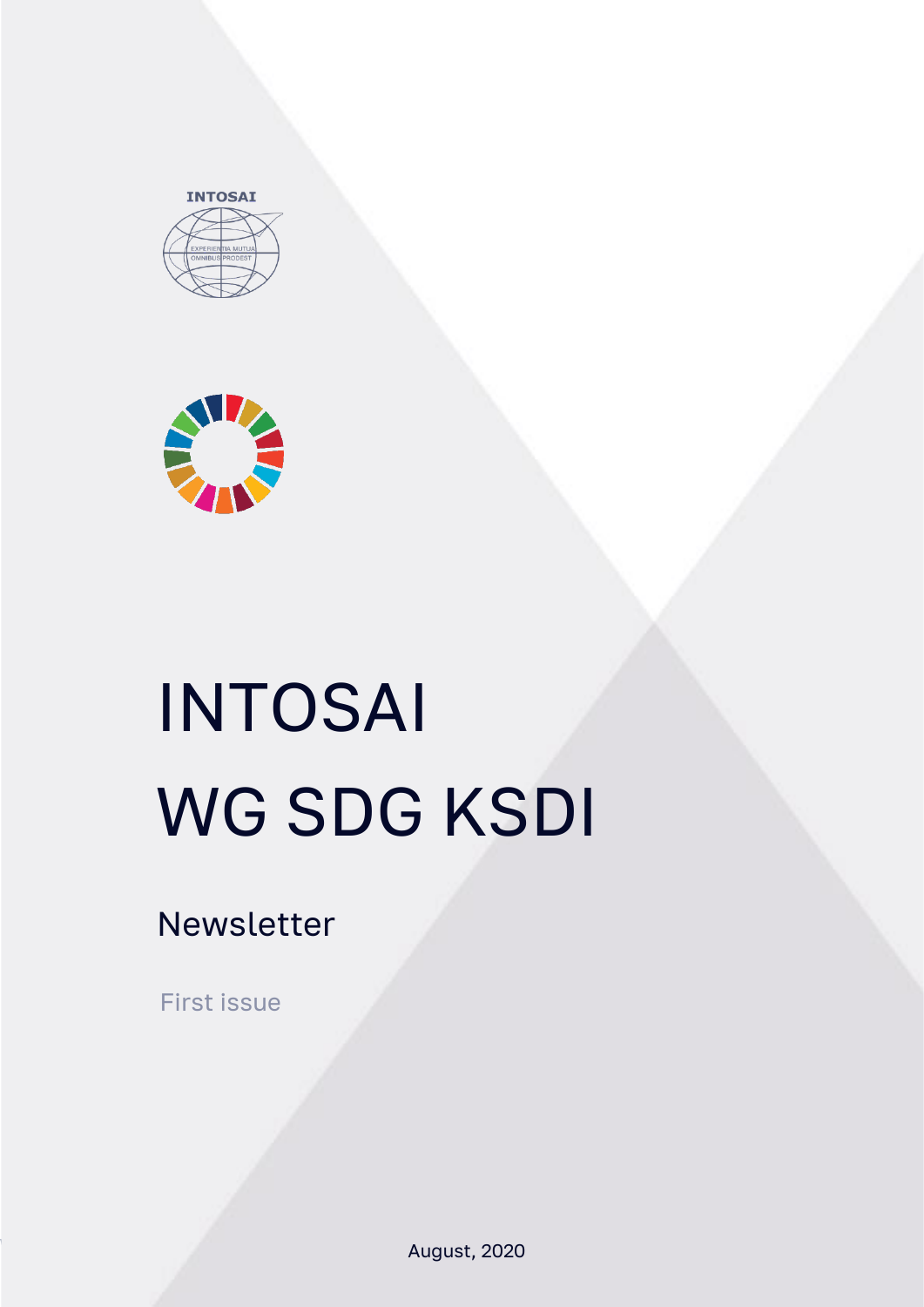INTOSAI

EXPERIENTIA MUTUA OMNIBUS PRODEST

# INTOSAI WG SDG KSDI

## Newsletter

First issue

August, 2020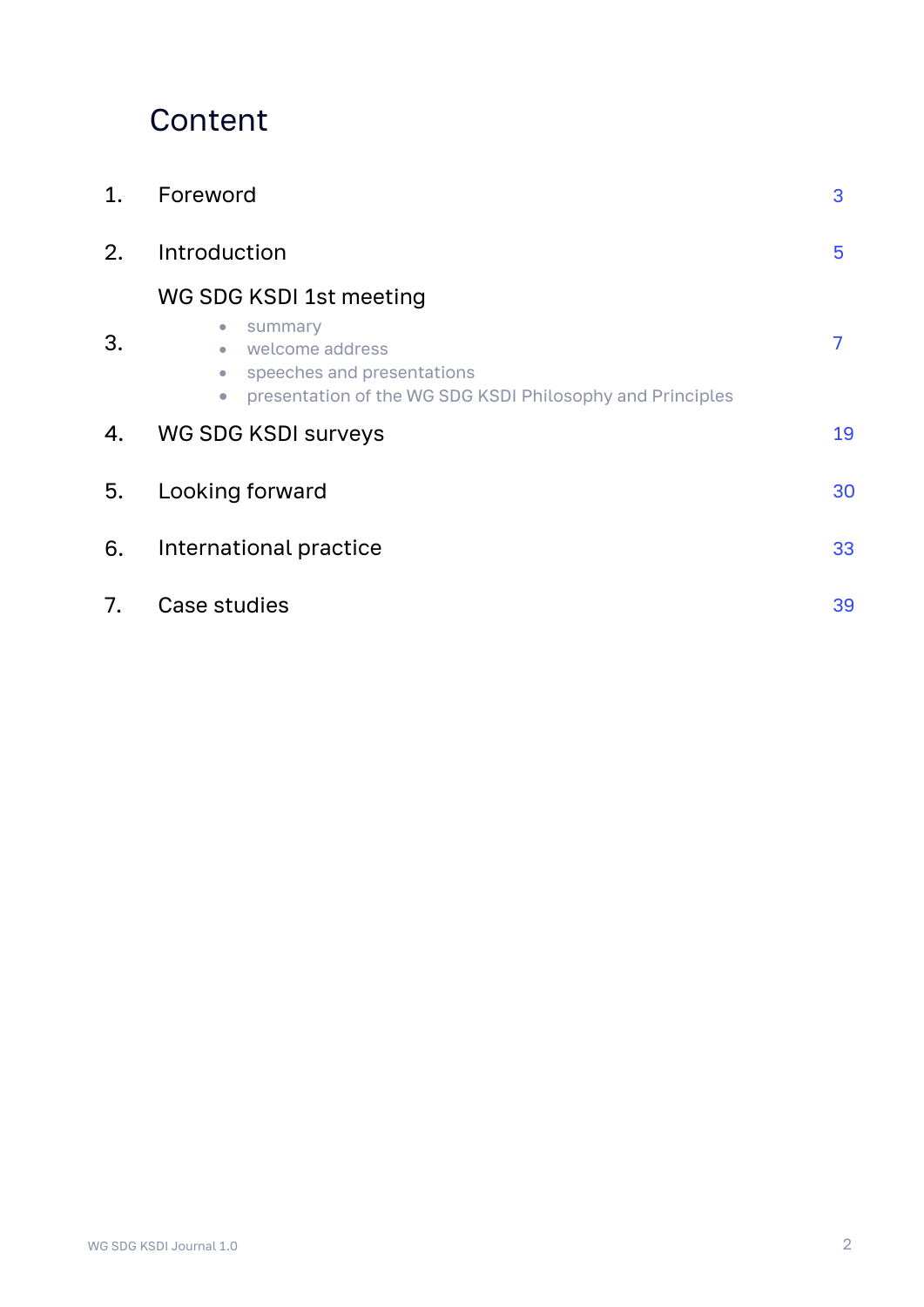# Content

| | | |
|---|---|---|
| 1. | Foreword | 3 |
| 2. | Introduction | 5 |
| 3. | WG SDG KSDI 1st meeting<br>• summary<br>• welcome address<br>• speeches and presentations<br>• presentation of the WG SDG KSDI Philosophy and Principles | 7 |
| 4. | WG SDG KSDI surveys | 19 |
| 5. | Looking forward | 30 |
| 6. | International practice | 33 |
| 7. | Case studies | 39 |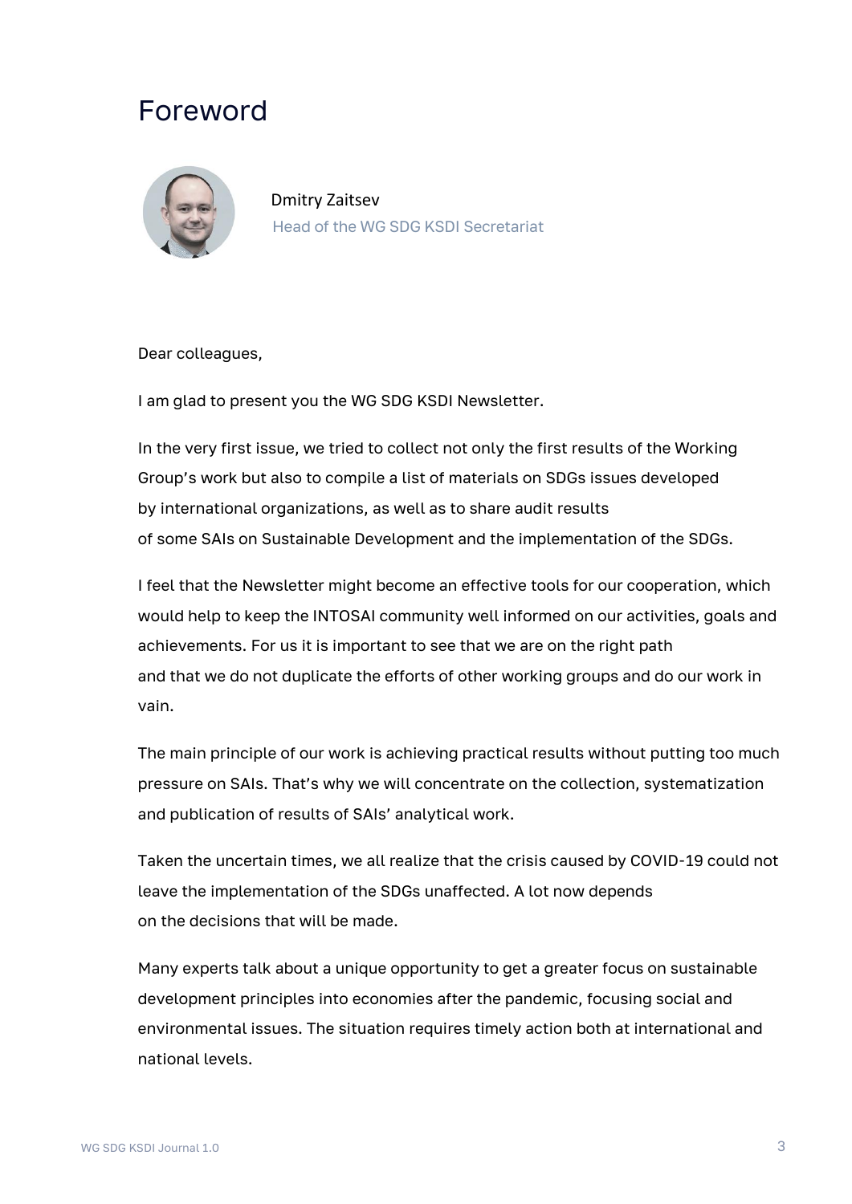# Foreword

Dmitry Zaitsev

Head of the WG SDG KSDI Secretariat

Dear colleagues,

I am glad to present you the WG SDG KSDI Newsletter.

In the very first issue, we tried to collect not only the first results of the Working Group's work but also to compile a list of materials on SDGs issues developed by international organizations, as well as to share audit results of some SAIs on Sustainable Development and the implementation of the SDGs.

I feel that the Newsletter might become an effective tools for our cooperation, which would help to keep the INTOSAI community well informed on our activities, goals and achievements. For us it is important to see that we are on the right path and that we do not duplicate the efforts of other working groups and do our work in vain.

The main principle of our work is achieving practical results without putting too much pressure on SAIs. That's why we will concentrate on the collection, systematization and publication of results of SAIs' analytical work.

Taken the uncertain times, we all realize that the crisis caused by COVID-19 could not leave the implementation of the SDGs unaffected. A lot now depends on the decisions that will be made.

Many experts talk about a unique opportunity to get a greater focus on sustainable development principles into economies after the pandemic, focusing social and environmental issues. The situation requires timely action both at international and national levels.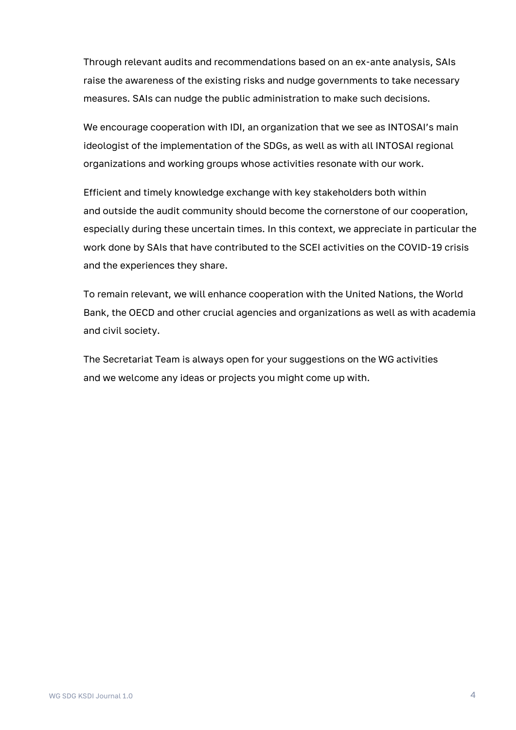Through relevant audits and recommendations based on an ex-ante analysis, SAIs raise the awareness of the existing risks and nudge governments to take necessary measures. SAIs can nudge the public administration to make such decisions.

We encourage cooperation with IDI, an organization that we see as INTOSAI's main ideologist of the implementation of the SDGs, as well as with all INTOSAI regional organizations and working groups whose activities resonate with our work.

Efficient and timely knowledge exchange with key stakeholders both within and outside the audit community should become the cornerstone of our cooperation, especially during these uncertain times. In this context, we appreciate in particular the work done by SAIs that have contributed to the SCEI activities on the COVID-19 crisis and the experiences they share.

To remain relevant, we will enhance cooperation with the United Nations, the World Bank, the OECD and other crucial agencies and organizations as well as with academia and civil society.

The Secretariat Team is always open for your suggestions on the WG activities and we welcome any ideas or projects you might come up with.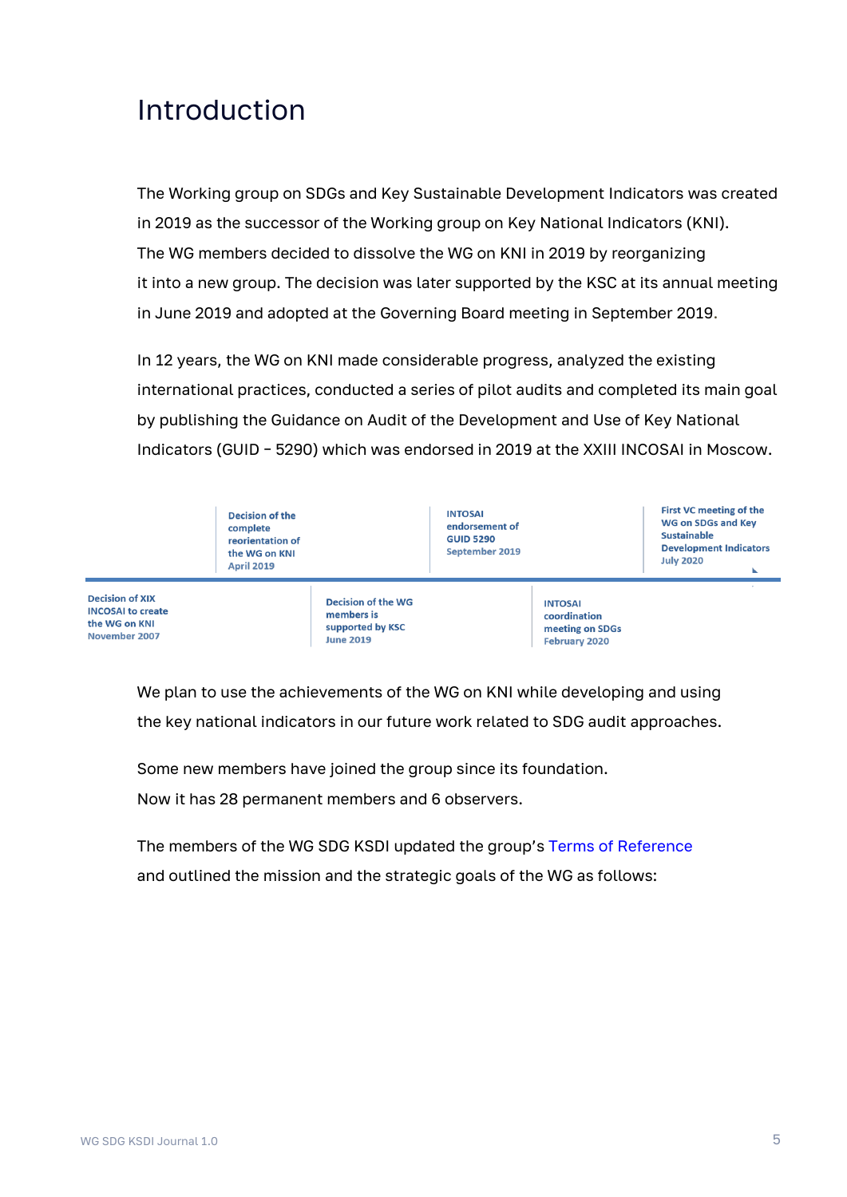# Introduction

The Working group on SDGs and Key Sustainable Development Indicators was created in 2019 as the successor of the Working group on Key National Indicators (KNI). The WG members decided to dissolve the WG on KNI in 2019 by reorganizing it into a new group. The decision was later supported by the KSC at its annual meeting in June 2019 and adopted at the Governing Board meeting in September 2019.

In 12 years, the WG on KNI made considerable progress, analyzed the existing international practices, conducted a series of pilot audits and completed its main goal by publishing the Guidance on Audit of the Development and Use of Key National Indicators (GUID – 5290) which was endorsed in 2019 at the XXIII INCOSAI in Moscow.

- Decision of XIX INCOSAI to create the WG on KNI — November 2007
- Decision of the complete reorientation of the WG on KNI — April 2019
- Decision of the WG members is supported by KSC — June 2019
- INTOSAI endorsement of GUID 5290 — September 2019
- INTOSAI coordination meeting on SDGs — February 2020
- First VC meeting of the WG on SDGs and Key Sustainable Development Indicators — July 2020

We plan to use the achievements of the WG on KNI while developing and using the key national indicators in our future work related to SDG audit approaches.

Some new members have joined the group since its foundation. Now it has 28 permanent members and 6 observers.

The members of the WG SDG KSDI updated the group's Terms of Reference and outlined the mission and the strategic goals of the WG as follows: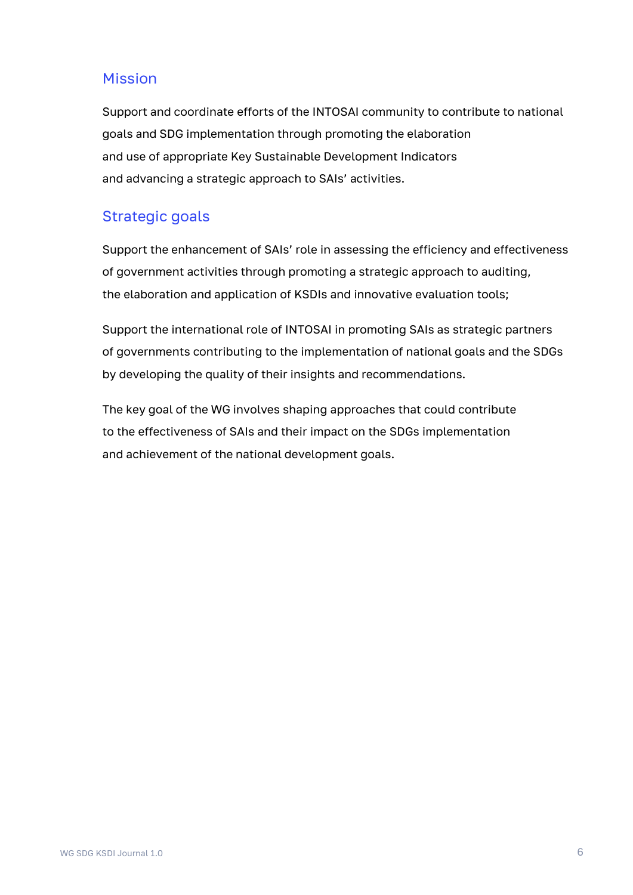## Mission

Support and coordinate efforts of the INTOSAI community to contribute to national goals and SDG implementation through promoting the elaboration and use of appropriate Key Sustainable Development Indicators and advancing a strategic approach to SAIs' activities.

## Strategic goals

Support the enhancement of SAIs' role in assessing the efficiency and effectiveness of government activities through promoting a strategic approach to auditing, the elaboration and application of KSDIs and innovative evaluation tools;

Support the international role of INTOSAI in promoting SAIs as strategic partners of governments contributing to the implementation of national goals and the SDGs by developing the quality of their insights and recommendations.

The key goal of the WG involves shaping approaches that could contribute to the effectiveness of SAIs and their impact on the SDGs implementation and achievement of the national development goals.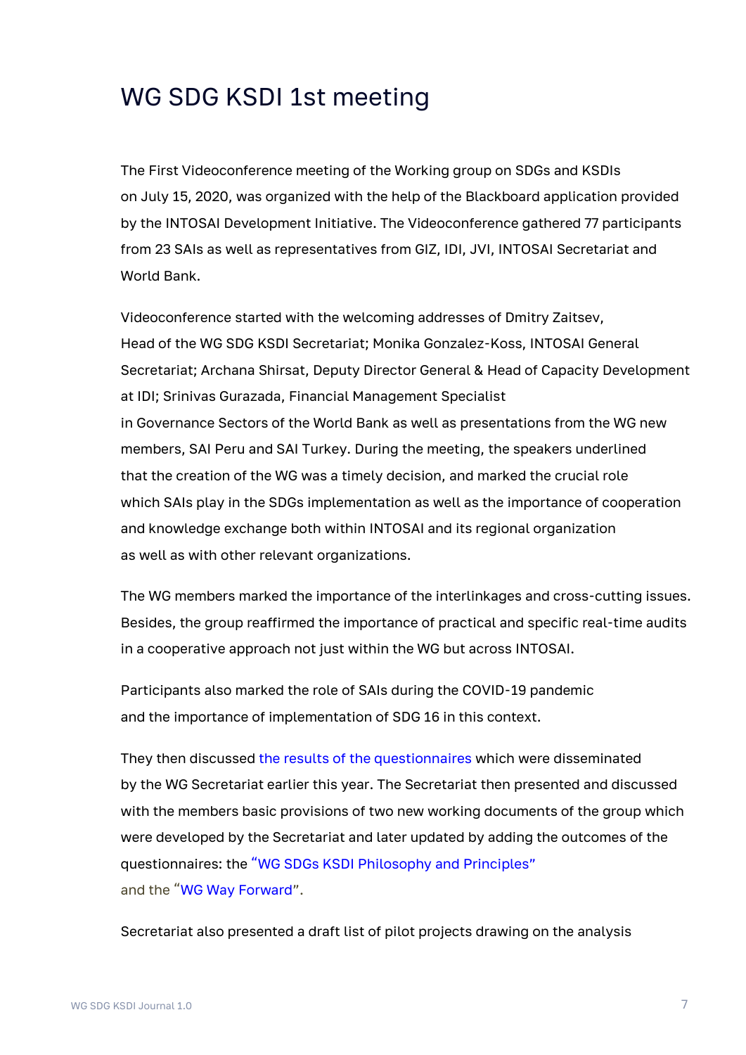# WG SDG KSDI 1st meeting

The First Videoconference meeting of the Working group on SDGs and KSDIs on July 15, 2020, was organized with the help of the Blackboard application provided by the INTOSAI Development Initiative. The Videoconference gathered 77 participants from 23 SAIs as well as representatives from GIZ, IDI, JVI, INTOSAI Secretariat and World Bank.

Videoconference started with the welcoming addresses of Dmitry Zaitsev, Head of the WG SDG KSDI Secretariat; Monika Gonzalez-Koss, INTOSAI General Secretariat; Archana Shirsat, Deputy Director General & Head of Capacity Development at IDI; Srinivas Gurazada, Financial Management Specialist in Governance Sectors of the World Bank as well as presentations from the WG new members, SAI Peru and SAI Turkey. During the meeting, the speakers underlined that the creation of the WG was a timely decision, and marked the crucial role which SAIs play in the SDGs implementation as well as the importance of cooperation and knowledge exchange both within INTOSAI and its regional organization as well as with other relevant organizations.

The WG members marked the importance of the interlinkages and cross-cutting issues. Besides, the group reaffirmed the importance of practical and specific real-time audits in a cooperative approach not just within the WG but across INTOSAI.

Participants also marked the role of SAIs during the COVID-19 pandemic and the importance of implementation of SDG 16 in this context.

They then discussed the results of the questionnaires which were disseminated by the WG Secretariat earlier this year. The Secretariat then presented and discussed with the members basic provisions of two new working documents of the group which were developed by the Secretariat and later updated by adding the outcomes of the questionnaires: the "WG SDGs KSDI Philosophy and Principles" and the "WG Way Forward".

Secretariat also presented a draft list of pilot projects drawing on the analysis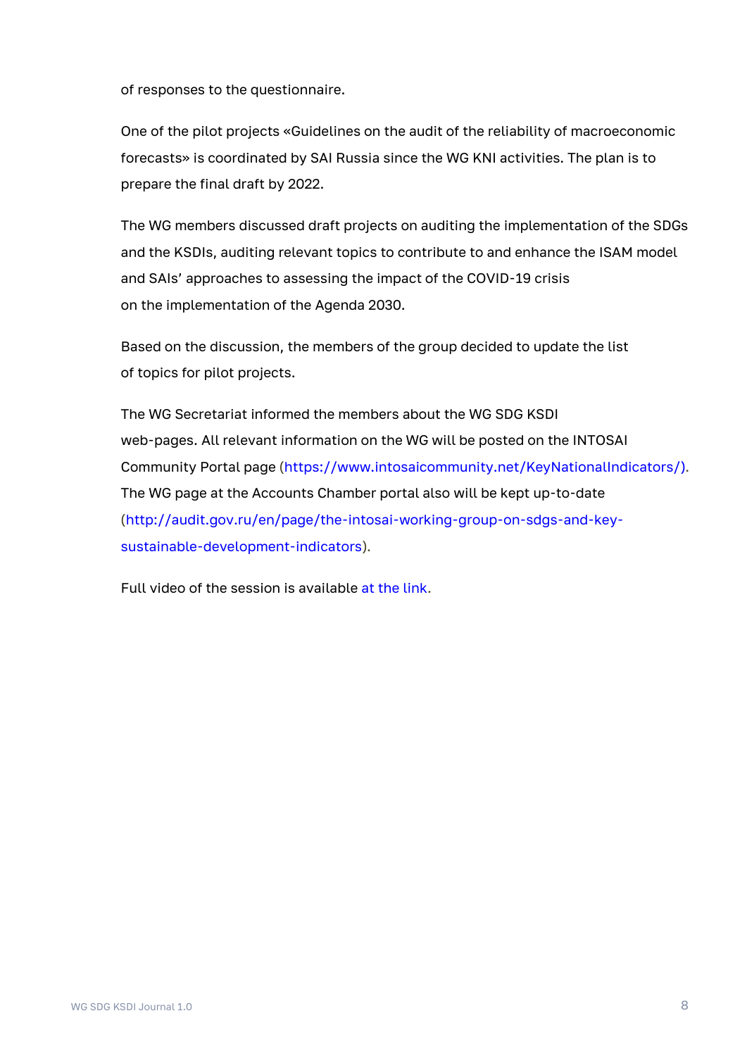of responses to the questionnaire.

One of the pilot projects «Guidelines on the audit of the reliability of macroeconomic forecasts» is coordinated by SAI Russia since the WG KNI activities. The plan is to prepare the final draft by 2022.

The WG members discussed draft projects on auditing the implementation of the SDGs and the KSDIs, auditing relevant topics to contribute to and enhance the ISAM model and SAIs' approaches to assessing the impact of the COVID-19 crisis on the implementation of the Agenda 2030.

Based on the discussion, the members of the group decided to update the list of topics for pilot projects.

The WG Secretariat informed the members about the WG SDG KSDI web-pages. All relevant information on the WG will be posted on the INTOSAI Community Portal page (https://www.intosaicommunity.net/KeyNationalIndicators/). The WG page at the Accounts Chamber portal also will be kept up-to-date (http://audit.gov.ru/en/page/the-intosai-working-group-on-sdgs-and-key-sustainable-development-indicators).

Full video of the session is available at the link.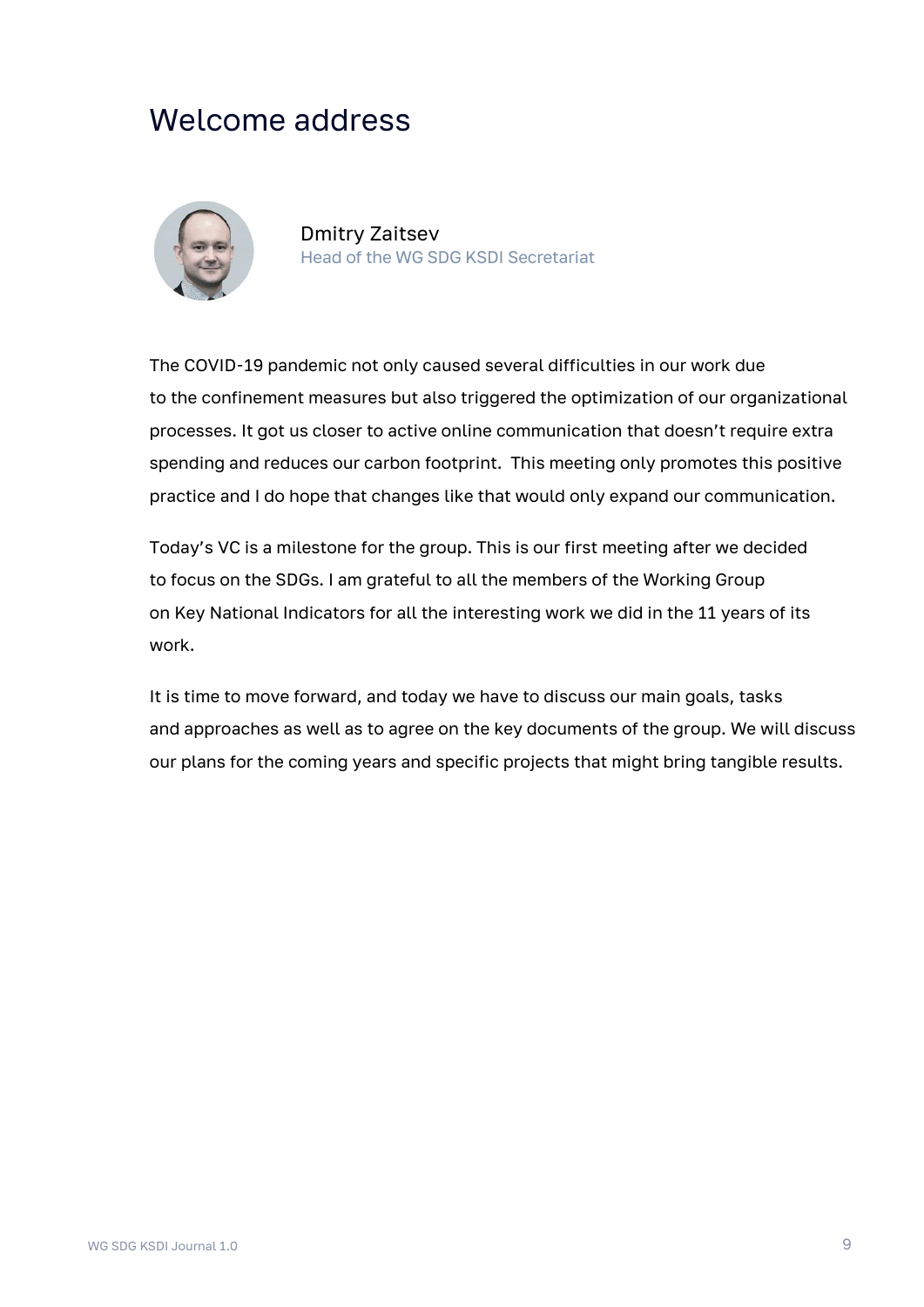# Welcome address

Dmitry Zaitsev
Head of the WG SDG KSDI Secretariat

The COVID-19 pandemic not only caused several difficulties in our work due to the confinement measures but also triggered the optimization of our organizational processes. It got us closer to active online communication that doesn't require extra spending and reduces our carbon footprint. This meeting only promotes this positive practice and I do hope that changes like that would only expand our communication.

Today's VC is a milestone for the group. This is our first meeting after we decided to focus on the SDGs. I am grateful to all the members of the Working Group on Key National Indicators for all the interesting work we did in the 11 years of its work.

It is time to move forward, and today we have to discuss our main goals, tasks and approaches as well as to agree on the key documents of the group. We will discuss our plans for the coming years and specific projects that might bring tangible results.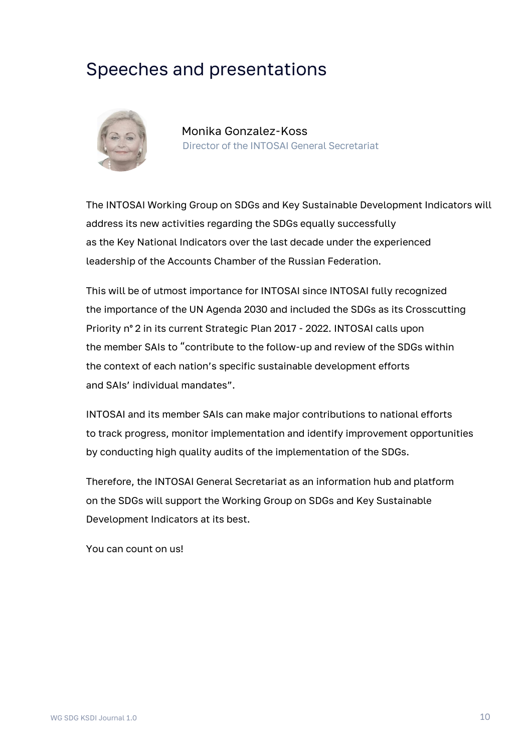# Speeches and presentations

Monika Gonzalez-Koss
Director of the INTOSAI General Secretariat

The INTOSAI Working Group on SDGs and Key Sustainable Development Indicators will address its new activities regarding the SDGs equally successfully as the Key National Indicators over the last decade under the experienced leadership of the Accounts Chamber of the Russian Federation.

This will be of utmost importance for INTOSAI since INTOSAI fully recognized the importance of the UN Agenda 2030 and included the SDGs as its Crosscutting Priority n° 2 in its current Strategic Plan 2017 - 2022. INTOSAI calls upon the member SAIs to "contribute to the follow-up and review of the SDGs within the context of each nation's specific sustainable development efforts and SAIs' individual mandates".

INTOSAI and its member SAIs can make major contributions to national efforts to track progress, monitor implementation and identify improvement opportunities by conducting high quality audits of the implementation of the SDGs.

Therefore, the INTOSAI General Secretariat as an information hub and platform on the SDGs will support the Working Group on SDGs and Key Sustainable Development Indicators at its best.

You can count on us!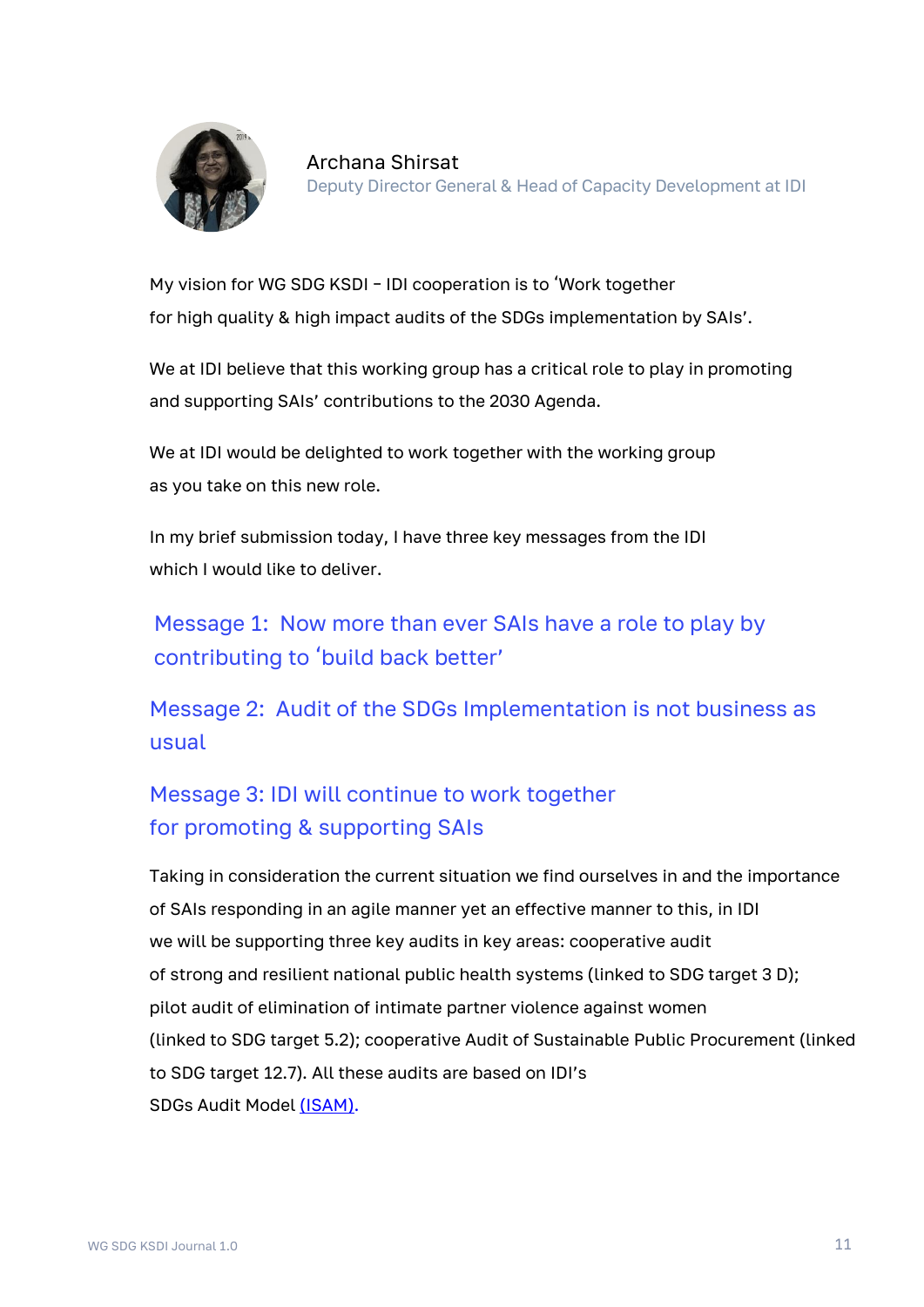**Archana Shirsat**
Deputy Director General & Head of Capacity Development at IDI

My vision for WG SDG KSDI - IDI cooperation is to 'Work together for high quality & high impact audits of the SDGs implementation by SAIs'.

We at IDI believe that this working group has a critical role to play in promoting and supporting SAIs' contributions to the 2030 Agenda.

We at IDI would be delighted to work together with the working group as you take on this new role.

In my brief submission today, I have three key messages from the IDI which I would like to deliver.

### Message 1: Now more than ever SAIs have a role to play by contributing to 'build back better'

### Message 2: Audit of the SDGs Implementation is not business as usual

### Message 3: IDI will continue to work together for promoting & supporting SAIs

Taking in consideration the current situation we find ourselves in and the importance of SAIs responding in an agile manner yet an effective manner to this, in IDI we will be supporting three key audits in key areas: cooperative audit of strong and resilient national public health systems (linked to SDG target 3 D); pilot audit of elimination of intimate partner violence against women (linked to SDG target 5.2); cooperative Audit of Sustainable Public Procurement (linked to SDG target 12.7). All these audits are based on IDI's SDGs Audit Model (ISAM).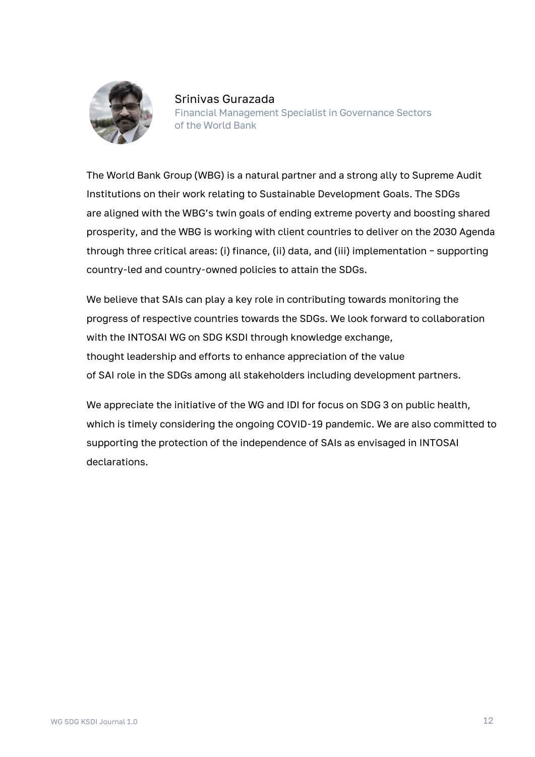Srinivas Gurazada

Financial Management Specialist in Governance Sectors of the World Bank

The World Bank Group (WBG) is a natural partner and a strong ally to Supreme Audit Institutions on their work relating to Sustainable Development Goals. The SDGs are aligned with the WBG's twin goals of ending extreme poverty and boosting shared prosperity, and the WBG is working with client countries to deliver on the 2030 Agenda through three critical areas: (i) finance, (ii) data, and (iii) implementation – supporting country-led and country-owned policies to attain the SDGs.

We believe that SAIs can play a key role in contributing towards monitoring the progress of respective countries towards the SDGs. We look forward to collaboration with the INTOSAI WG on SDG KSDI through knowledge exchange, thought leadership and efforts to enhance appreciation of the value of SAI role in the SDGs among all stakeholders including development partners.

We appreciate the initiative of the WG and IDI for focus on SDG 3 on public health, which is timely considering the ongoing COVID-19 pandemic. We are also committed to supporting the protection of the independence of SAIs as envisaged in INTOSAI declarations.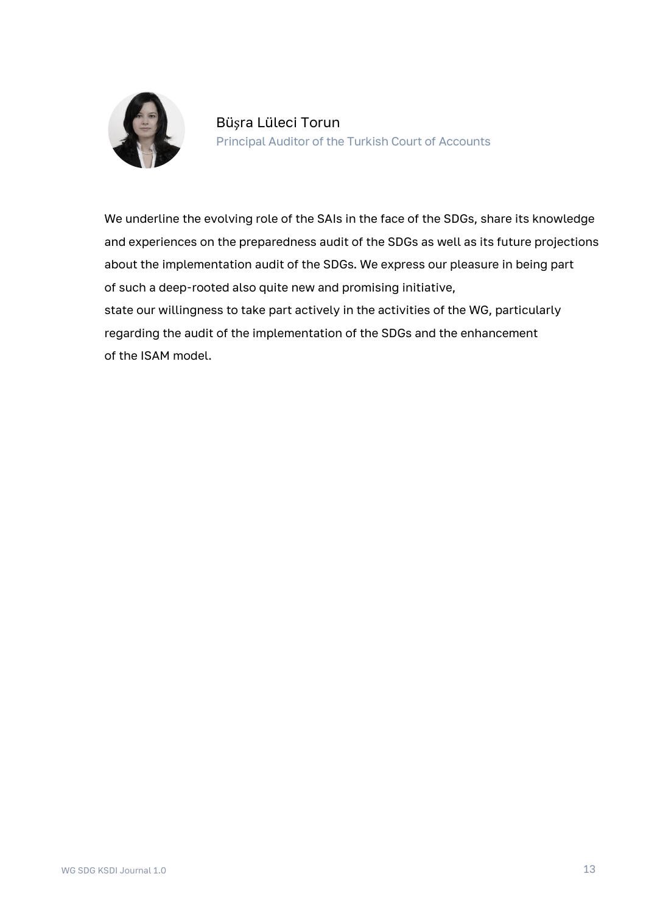Büşra Lüleci Torun

Principal Auditor of the Turkish Court of Accounts

We underline the evolving role of the SAIs in the face of the SDGs, share its knowledge and experiences on the preparedness audit of the SDGs as well as its future projections about the implementation audit of the SDGs. We express our pleasure in being part of such a deep-rooted also quite new and promising initiative, state our willingness to take part actively in the activities of the WG, particularly regarding the audit of the implementation of the SDGs and the enhancement of the ISAM model.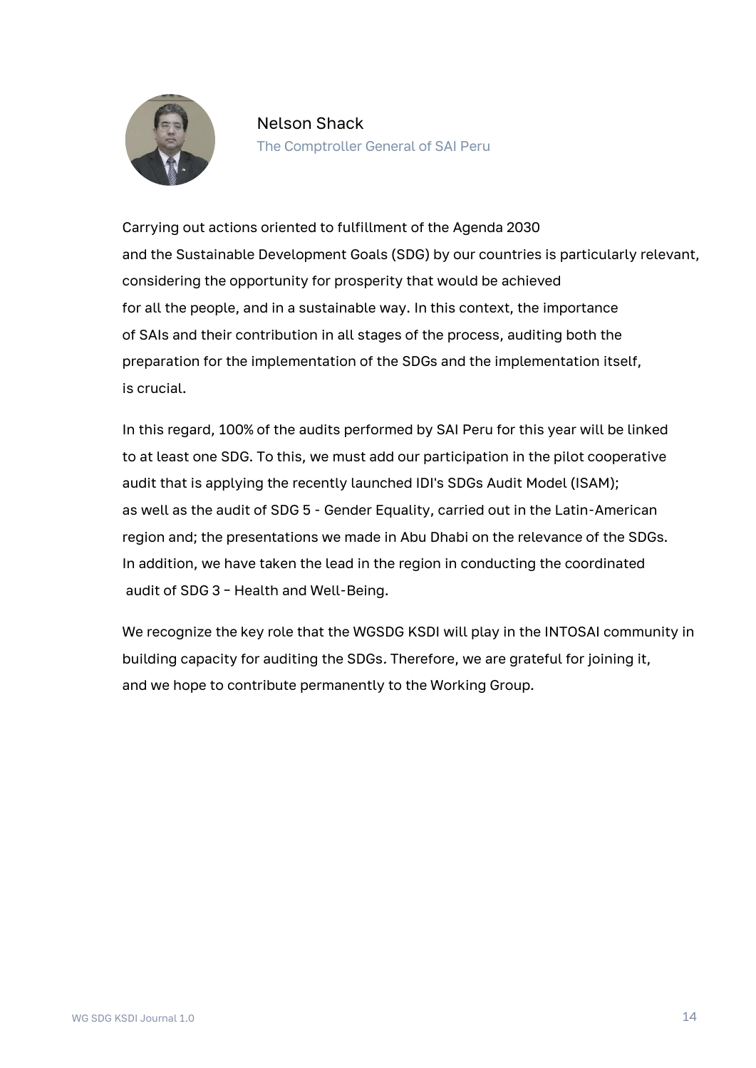Nelson Shack

The Comptroller General of SAI Peru

Carrying out actions oriented to fulfillment of the Agenda 2030 and the Sustainable Development Goals (SDG) by our countries is particularly relevant, considering the opportunity for prosperity that would be achieved for all the people, and in a sustainable way. In this context, the importance of SAIs and their contribution in all stages of the process, auditing both the preparation for the implementation of the SDGs and the implementation itself, is crucial.

In this regard, 100% of the audits performed by SAI Peru for this year will be linked to at least one SDG. To this, we must add our participation in the pilot cooperative audit that is applying the recently launched IDI's SDGs Audit Model (ISAM); as well as the audit of SDG 5 - Gender Equality, carried out in the Latin-American region and; the presentations we made in Abu Dhabi on the relevance of the SDGs. In addition, we have taken the lead in the region in conducting the coordinated audit of SDG 3 – Health and Well-Being.

We recognize the key role that the WGSDG KSDI will play in the INTOSAI community in building capacity for auditing the SDGs. Therefore, we are grateful for joining it, and we hope to contribute permanently to the Working Group.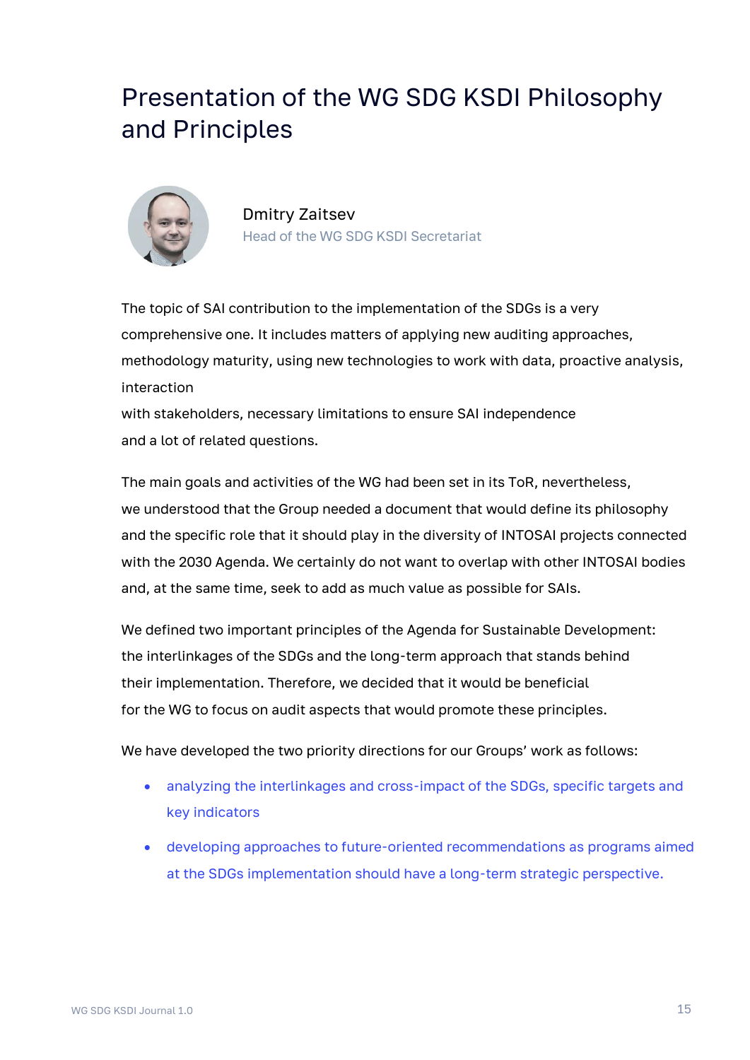# Presentation of the WG SDG KSDI Philosophy and Principles

Dmitry Zaitsev

Head of the WG SDG KSDI Secretariat

The topic of SAI contribution to the implementation of the SDGs is a very comprehensive one. It includes matters of applying new auditing approaches, methodology maturity, using new technologies to work with data, proactive analysis, interaction with stakeholders, necessary limitations to ensure SAI independence and a lot of related questions.

The main goals and activities of the WG had been set in its ToR, nevertheless, we understood that the Group needed a document that would define its philosophy and the specific role that it should play in the diversity of INTOSAI projects connected with the 2030 Agenda. We certainly do not want to overlap with other INTOSAI bodies and, at the same time, seek to add as much value as possible for SAIs.

We defined two important principles of the Agenda for Sustainable Development: the interlinkages of the SDGs and the long-term approach that stands behind their implementation. Therefore, we decided that it would be beneficial for the WG to focus on audit aspects that would promote these principles.

We have developed the two priority directions for our Groups' work as follows:

- analyzing the interlinkages and cross-impact of the SDGs, specific targets and key indicators
- developing approaches to future-oriented recommendations as programs aimed at the SDGs implementation should have a long-term strategic perspective.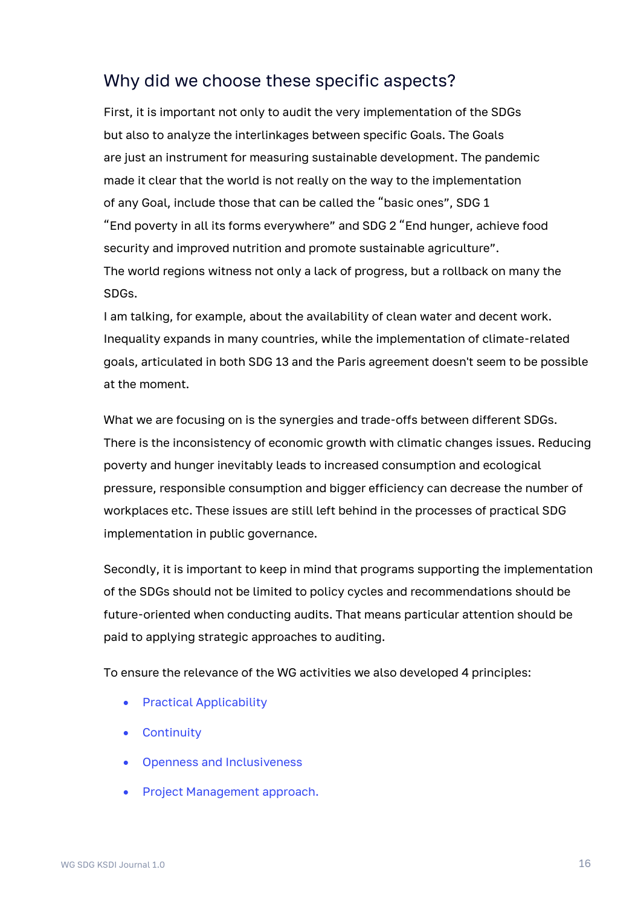## Why did we choose these specific aspects?

First, it is important not only to audit the very implementation of the SDGs but also to analyze the interlinkages between specific Goals. The Goals are just an instrument for measuring sustainable development. The pandemic made it clear that the world is not really on the way to the implementation of any Goal, include those that can be called the “basic ones”, SDG 1 “End poverty in all its forms everywhere” and SDG 2 “End hunger, achieve food security and improved nutrition and promote sustainable agriculture”. The world regions witness not only a lack of progress, but a rollback on many the SDGs.

I am talking, for example, about the availability of clean water and decent work. Inequality expands in many countries, while the implementation of climate-related goals, articulated in both SDG 13 and the Paris agreement doesn't seem to be possible at the moment.

What we are focusing on is the synergies and trade-offs between different SDGs. There is the inconsistency of economic growth with climatic changes issues. Reducing poverty and hunger inevitably leads to increased consumption and ecological pressure, responsible consumption and bigger efficiency can decrease the number of workplaces etc. These issues are still left behind in the processes of practical SDG implementation in public governance.

Secondly, it is important to keep in mind that programs supporting the implementation of the SDGs should not be limited to policy cycles and recommendations should be future-oriented when conducting audits. That means particular attention should be paid to applying strategic approaches to auditing.

To ensure the relevance of the WG activities we also developed 4 principles:

- Practical Applicability
- Continuity
- Openness and Inclusiveness
- Project Management approach.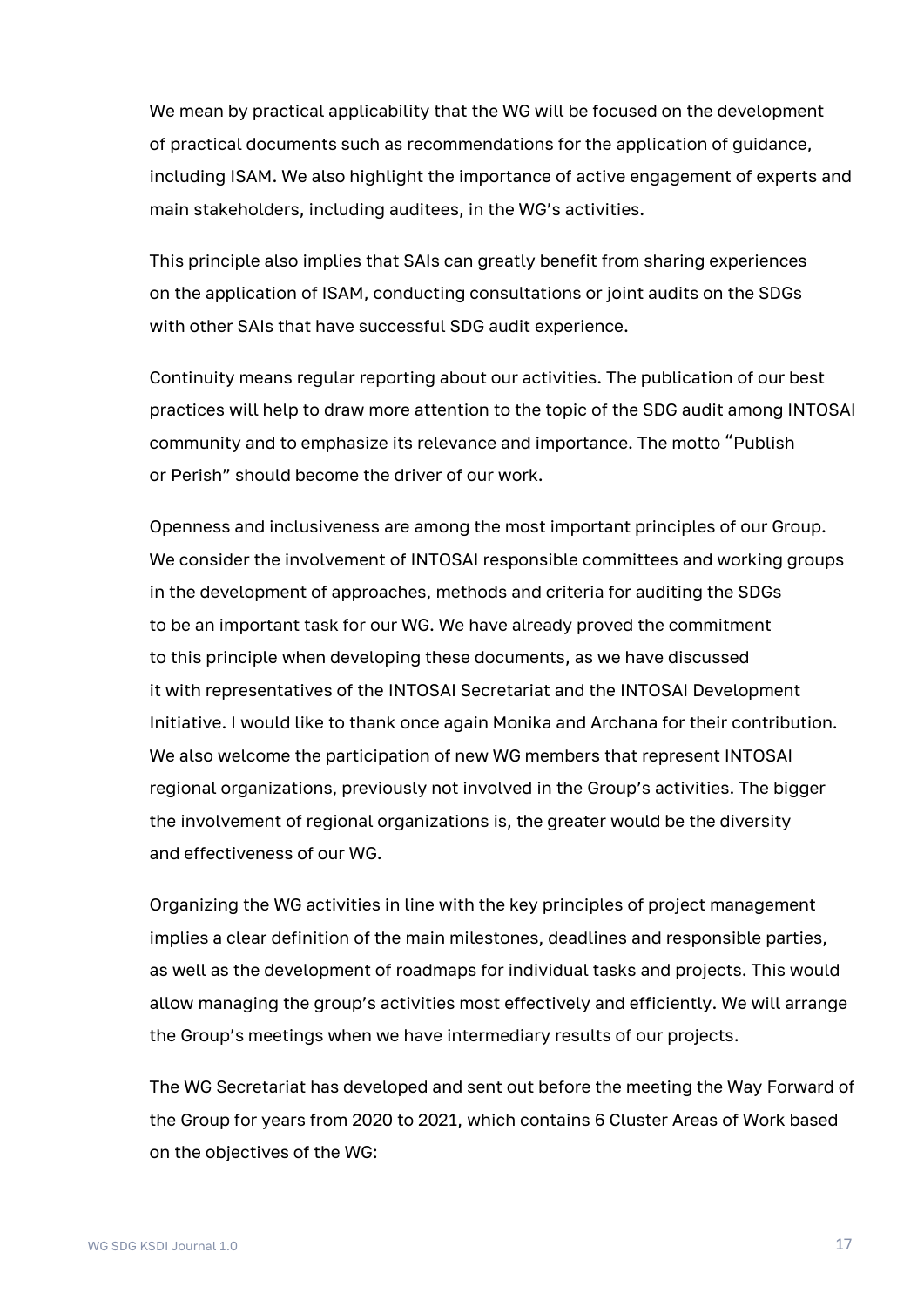We mean by practical applicability that the WG will be focused on the development of practical documents such as recommendations for the application of guidance, including ISAM. We also highlight the importance of active engagement of experts and main stakeholders, including auditees, in the WG's activities.

This principle also implies that SAIs can greatly benefit from sharing experiences on the application of ISAM, conducting consultations or joint audits on the SDGs with other SAIs that have successful SDG audit experience.

Continuity means regular reporting about our activities. The publication of our best practices will help to draw more attention to the topic of the SDG audit among INTOSAI community and to emphasize its relevance and importance. The motto "Publish or Perish" should become the driver of our work.

Openness and inclusiveness are among the most important principles of our Group. We consider the involvement of INTOSAI responsible committees and working groups in the development of approaches, methods and criteria for auditing the SDGs to be an important task for our WG. We have already proved the commitment to this principle when developing these documents, as we have discussed it with representatives of the INTOSAI Secretariat and the INTOSAI Development Initiative. I would like to thank once again Monika and Archana for their contribution. We also welcome the participation of new WG members that represent INTOSAI regional organizations, previously not involved in the Group's activities. The bigger the involvement of regional organizations is, the greater would be the diversity and effectiveness of our WG.

Organizing the WG activities in line with the key principles of project management implies a clear definition of the main milestones, deadlines and responsible parties, as well as the development of roadmaps for individual tasks and projects. This would allow managing the group's activities most effectively and efficiently. We will arrange the Group's meetings when we have intermediary results of our projects.

The WG Secretariat has developed and sent out before the meeting the Way Forward of the Group for years from 2020 to 2021, which contains 6 Cluster Areas of Work based on the objectives of the WG: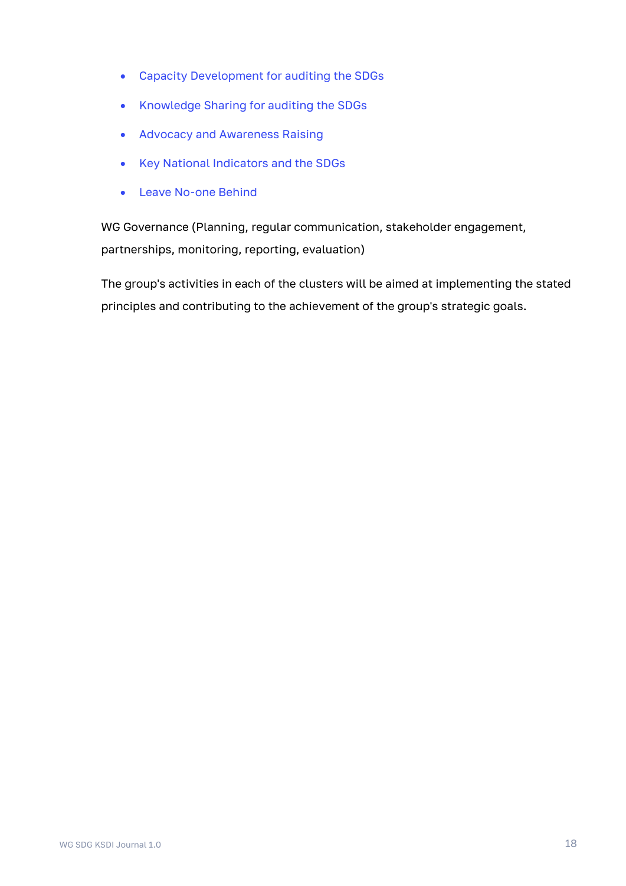- Capacity Development for auditing the SDGs
- Knowledge Sharing for auditing the SDGs
- Advocacy and Awareness Raising
- Key National Indicators and the SDGs
- Leave No-one Behind

WG Governance (Planning, regular communication, stakeholder engagement, partnerships, monitoring, reporting, evaluation)

The group's activities in each of the clusters will be aimed at implementing the stated principles and contributing to the achievement of the group's strategic goals.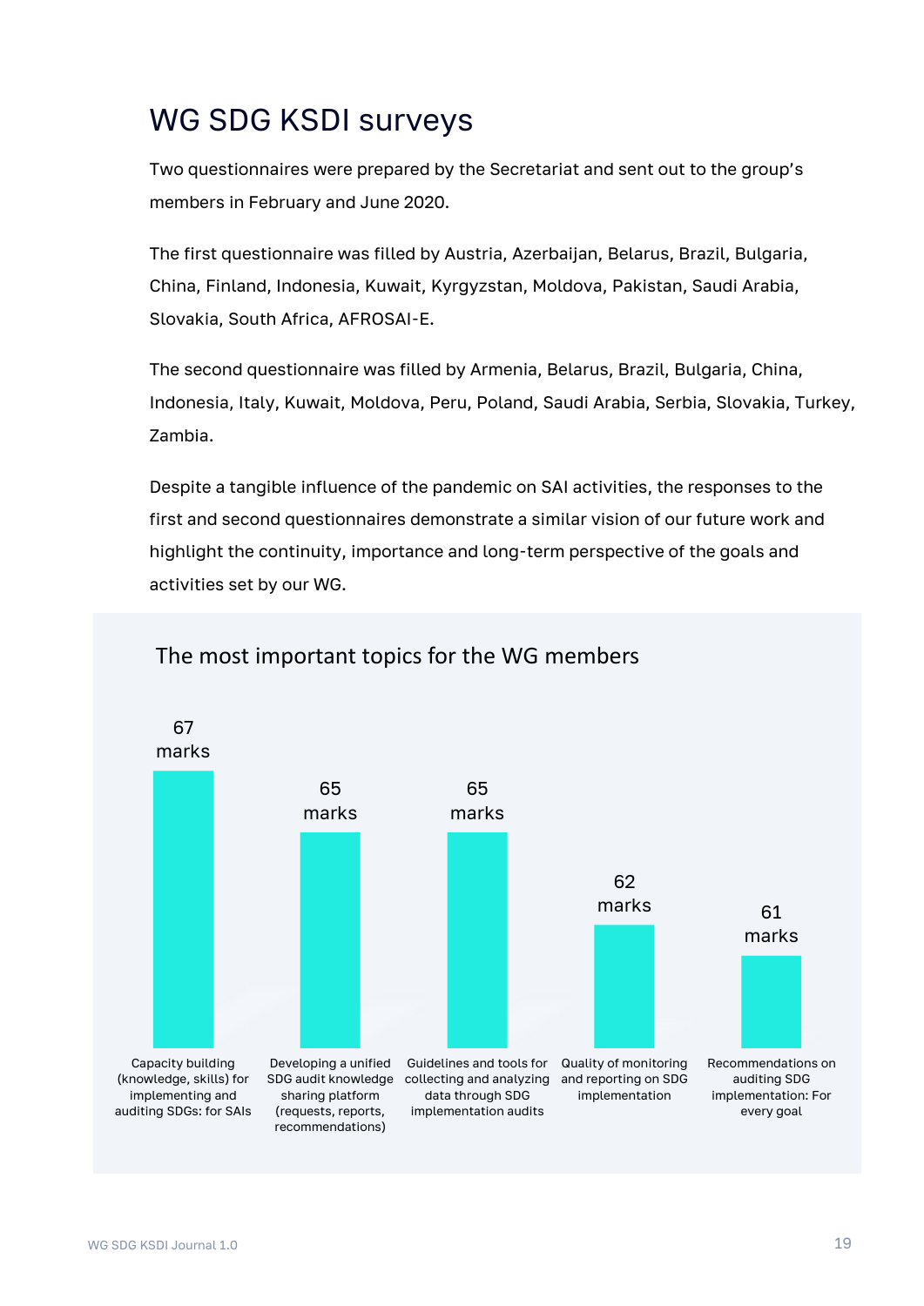# WG SDG KSDI surveys

Two questionnaires were prepared by the Secretariat and sent out to the group's members in February and June 2020.

The first questionnaire was filled by Austria, Azerbaijan, Belarus, Brazil, Bulgaria, China, Finland, Indonesia, Kuwait, Kyrgyzstan, Moldova, Pakistan, Saudi Arabia, Slovakia, South Africa, AFROSAI-E.

The second questionnaire was filled by Armenia, Belarus, Brazil, Bulgaria, China, Indonesia, Italy, Kuwait, Moldova, Peru, Poland, Saudi Arabia, Serbia, Slovakia, Turkey, Zambia.

Despite a tangible influence of the pandemic on SAI activities, the responses to the first and second questionnaires demonstrate a similar vision of our future work and highlight the continuity, importance and long-term perspective of the goals and activities set by our WG.

## The most important topics for the WG members

| Topic | Marks |
|---|---|
| Capacity building (knowledge, skills) for implementing and auditing SDGs: for SAIs | 67 marks |
| Developing a unified SDG audit knowledge sharing platform (requests, reports, recommendations) | 65 marks |
| Guidelines and tools for collecting and analyzing data through SDG implementation audits | 65 marks |
| Quality of monitoring and reporting on SDG implementation | 62 marks |
| Recommendations on auditing SDG implementation: For every goal | 61 marks |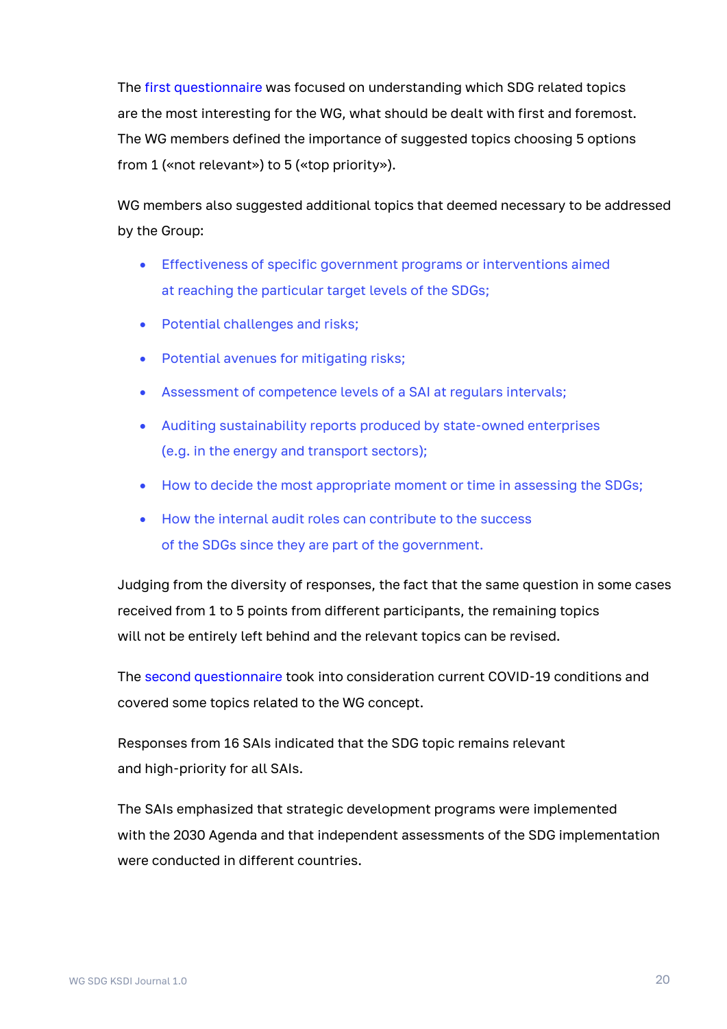The first questionnaire was focused on understanding which SDG related topics are the most interesting for the WG, what should be dealt with first and foremost. The WG members defined the importance of suggested topics choosing 5 options from 1 («not relevant») to 5 («top priority»).

WG members also suggested additional topics that deemed necessary to be addressed by the Group:

- Effectiveness of specific government programs or interventions aimed at reaching the particular target levels of the SDGs;
- Potential challenges and risks;
- Potential avenues for mitigating risks;
- Assessment of competence levels of a SAI at regulars intervals;
- Auditing sustainability reports produced by state-owned enterprises (e.g. in the energy and transport sectors);
- How to decide the most appropriate moment or time in assessing the SDGs;
- How the internal audit roles can contribute to the success of the SDGs since they are part of the government.

Judging from the diversity of responses, the fact that the same question in some cases received from 1 to 5 points from different participants, the remaining topics will not be entirely left behind and the relevant topics can be revised.

The second questionnaire took into consideration current COVID-19 conditions and covered some topics related to the WG concept.

Responses from 16 SAIs indicated that the SDG topic remains relevant and high-priority for all SAIs.

The SAIs emphasized that strategic development programs were implemented with the 2030 Agenda and that independent assessments of the SDG implementation were conducted in different countries.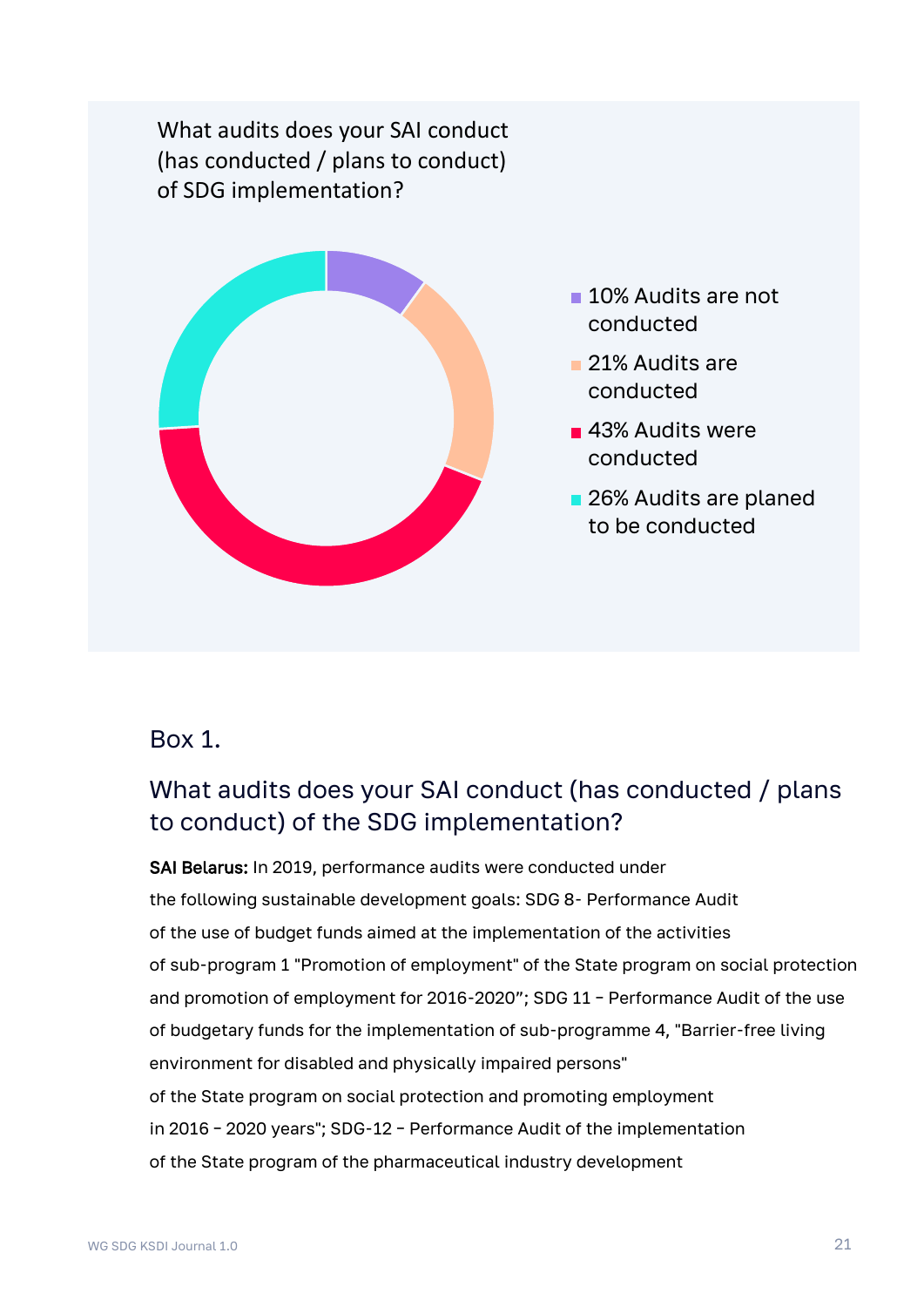What audits does your SAI conduct (has conducted / plans to conduct) of SDG implementation?

- 10% Audits are not conducted
- 21% Audits are conducted
- 43% Audits were conducted
- 26% Audits are planed to be conducted

## Box 1.

### What audits does your SAI conduct (has conducted / plans to conduct) of the SDG implementation?

**SAI Belarus:** In 2019, performance audits were conducted under the following sustainable development goals: SDG 8- Performance Audit of the use of budget funds aimed at the implementation of the activities of sub-program 1 "Promotion of employment" of the State program on social protection and promotion of employment for 2016-2020"; SDG 11 – Performance Audit of the use of budgetary funds for the implementation of sub-programme 4, "Barrier-free living environment for disabled and physically impaired persons" of the State program on social protection and promoting employment in 2016 – 2020 years"; SDG-12 – Performance Audit of the implementation of the State program of the pharmaceutical industry development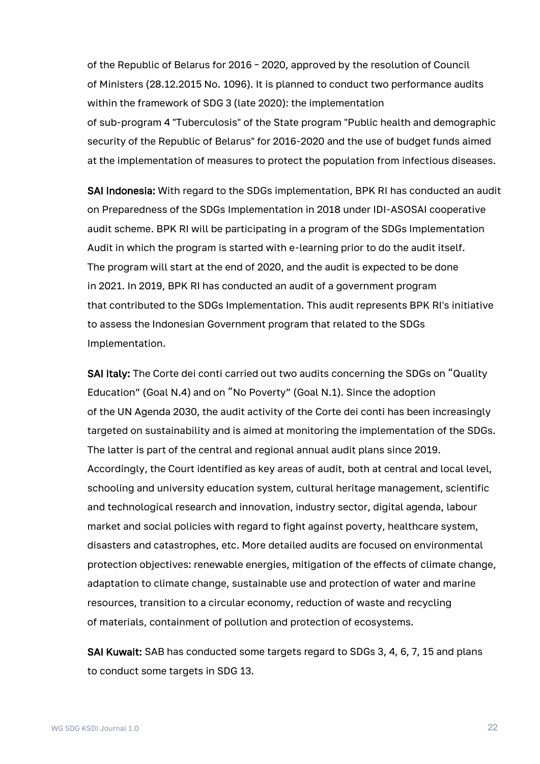of the Republic of Belarus for 2016 – 2020, approved by the resolution of Council of Ministers (28.12.2015 No. 1096). It is planned to conduct two performance audits within the framework of SDG 3 (late 2020): the implementation of sub-program 4 "Tuberculosis" of the State program "Public health and demographic security of the Republic of Belarus" for 2016-2020 and the use of budget funds aimed at the implementation of measures to protect the population from infectious diseases.

**SAI Indonesia:** With regard to the SDGs implementation, BPK RI has conducted an audit on Preparedness of the SDGs Implementation in 2018 under IDI-ASOSAI cooperative audit scheme. BPK RI will be participating in a program of the SDGs Implementation Audit in which the program is started with e-learning prior to do the audit itself. The program will start at the end of 2020, and the audit is expected to be done in 2021. In 2019, BPK RI has conducted an audit of a government program that contributed to the SDGs Implementation. This audit represents BPK RI's initiative to assess the Indonesian Government program that related to the SDGs Implementation.

**SAI Italy:** The Corte dei conti carried out two audits concerning the SDGs on "Quality Education" (Goal N.4) and on "No Poverty" (Goal N.1). Since the adoption of the UN Agenda 2030, the audit activity of the Corte dei conti has been increasingly targeted on sustainability and is aimed at monitoring the implementation of the SDGs. The latter is part of the central and regional annual audit plans since 2019. Accordingly, the Court identified as key areas of audit, both at central and local level, schooling and university education system, cultural heritage management, scientific and technological research and innovation, industry sector, digital agenda, labour market and social policies with regard to fight against poverty, healthcare system, disasters and catastrophes, etc. More detailed audits are focused on environmental protection objectives: renewable energies, mitigation of the effects of climate change, adaptation to climate change, sustainable use and protection of water and marine resources, transition to a circular economy, reduction of waste and recycling of materials, containment of pollution and protection of ecosystems.

**SAI Kuwait:** SAB has conducted some targets regard to SDGs 3, 4, 6, 7, 15 and plans to conduct some targets in SDG 13.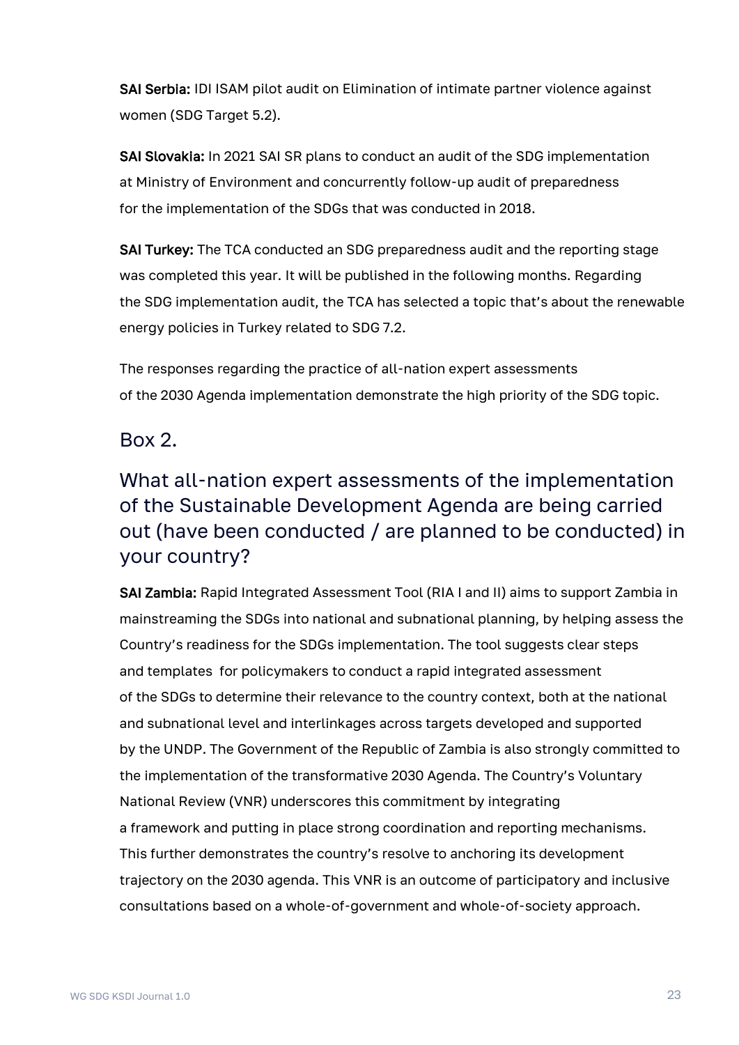**SAI Serbia:** IDI ISAM pilot audit on Elimination of intimate partner violence against women (SDG Target 5.2).

**SAI Slovakia:** In 2021 SAI SR plans to conduct an audit of the SDG implementation at Ministry of Environment and concurrently follow-up audit of preparedness for the implementation of the SDGs that was conducted in 2018.

**SAI Turkey:** The TCA conducted an SDG preparedness audit and the reporting stage was completed this year. It will be published in the following months. Regarding the SDG implementation audit, the TCA has selected a topic that's about the renewable energy policies in Turkey related to SDG 7.2.

The responses regarding the practice of all-nation expert assessments of the 2030 Agenda implementation demonstrate the high priority of the SDG topic.

## Box 2.

## What all-nation expert assessments of the implementation of the Sustainable Development Agenda are being carried out (have been conducted / are planned to be conducted) in your country?

**SAI Zambia:** Rapid Integrated Assessment Tool (RIA I and II) aims to support Zambia in mainstreaming the SDGs into national and subnational planning, by helping assess the Country's readiness for the SDGs implementation. The tool suggests clear steps and templates for policymakers to conduct a rapid integrated assessment of the SDGs to determine their relevance to the country context, both at the national and subnational level and interlinkages across targets developed and supported by the UNDP. The Government of the Republic of Zambia is also strongly committed to the implementation of the transformative 2030 Agenda. The Country's Voluntary National Review (VNR) underscores this commitment by integrating a framework and putting in place strong coordination and reporting mechanisms. This further demonstrates the country's resolve to anchoring its development trajectory on the 2030 agenda. This VNR is an outcome of participatory and inclusive consultations based on a whole-of-government and whole-of-society approach.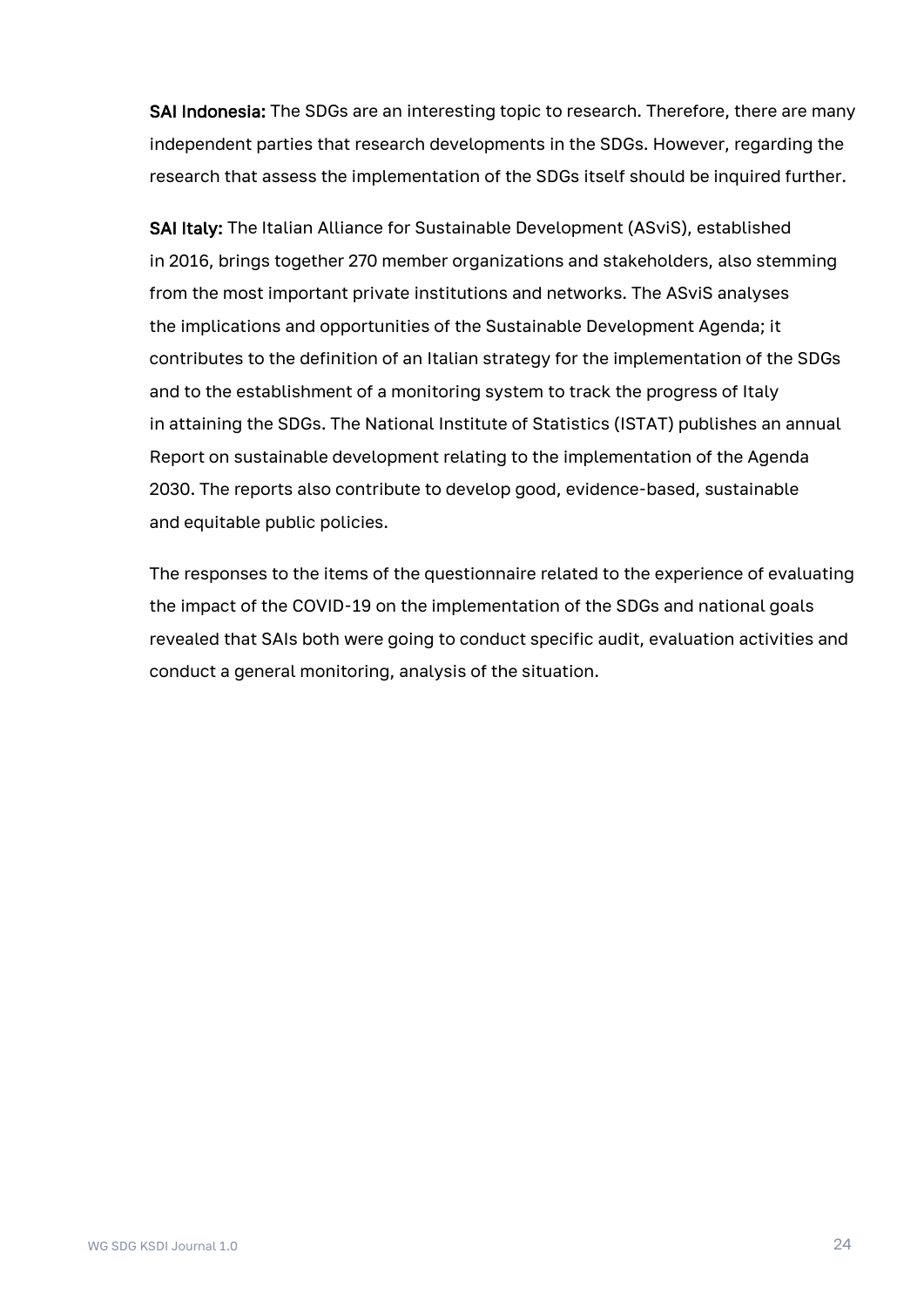**SAI Indonesia:** The SDGs are an interesting topic to research. Therefore, there are many independent parties that research developments in the SDGs. However, regarding the research that assess the implementation of the SDGs itself should be inquired further.

**SAI Italy:** The Italian Alliance for Sustainable Development (ASviS), established in 2016, brings together 270 member organizations and stakeholders, also stemming from the most important private institutions and networks. The ASviS analyses the implications and opportunities of the Sustainable Development Agenda; it contributes to the definition of an Italian strategy for the implementation of the SDGs and to the establishment of a monitoring system to track the progress of Italy in attaining the SDGs. The National Institute of Statistics (ISTAT) publishes an annual Report on sustainable development relating to the implementation of the Agenda 2030. The reports also contribute to develop good, evidence-based, sustainable and equitable public policies.

The responses to the items of the questionnaire related to the experience of evaluating the impact of the COVID-19 on the implementation of the SDGs and national goals revealed that SAIs both were going to conduct specific audit, evaluation activities and conduct a general monitoring, analysis of the situation.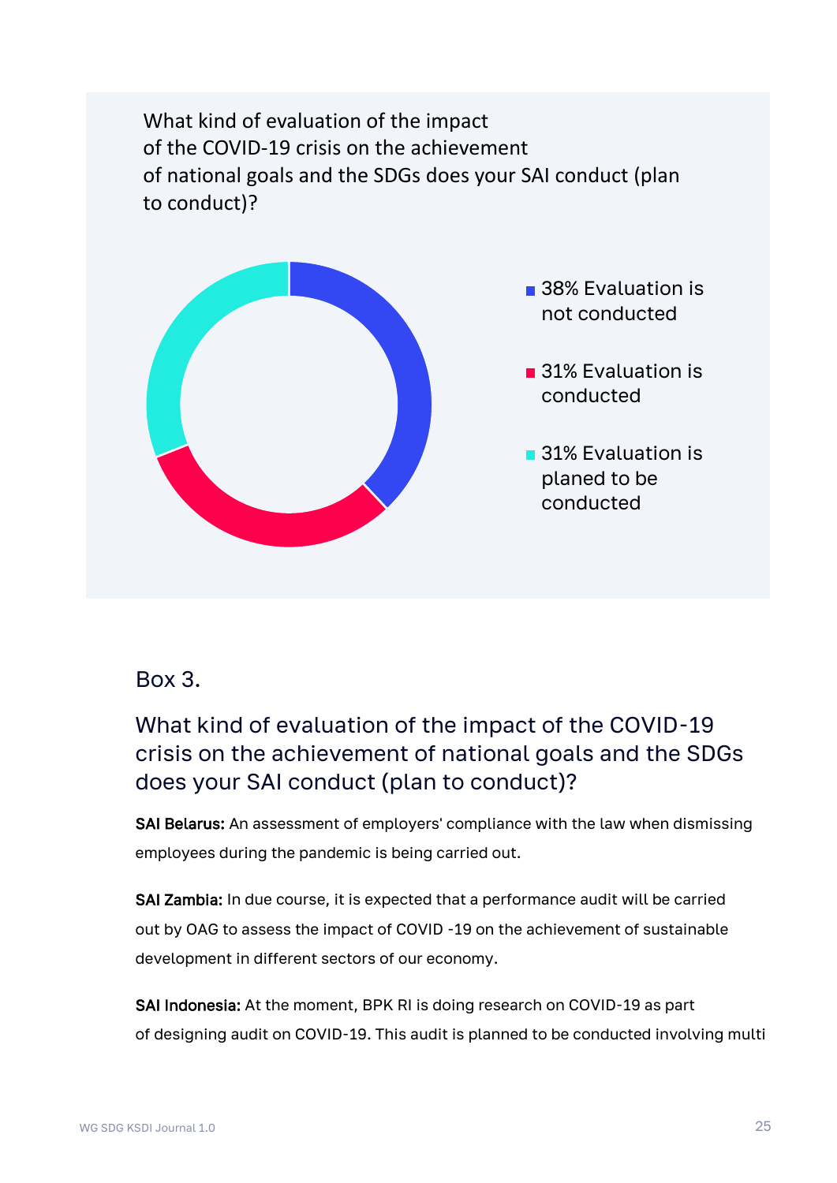What kind of evaluation of the impact of the COVID-19 crisis on the achievement of national goals and the SDGs does your SAI conduct (plan to conduct)?

- 38% Evaluation is not conducted
- 31% Evaluation is conducted
- 31% Evaluation is planed to be conducted

## Box 3.

### What kind of evaluation of the impact of the COVID-19 crisis on the achievement of national goals and the SDGs does your SAI conduct (plan to conduct)?

**SAI Belarus:** An assessment of employers' compliance with the law when dismissing employees during the pandemic is being carried out.

**SAI Zambia:** In due course, it is expected that a performance audit will be carried out by OAG to assess the impact of COVID -19 on the achievement of sustainable development in different sectors of our economy.

**SAI Indonesia:** At the moment, BPK RI is doing research on COVID-19 as part of designing audit on COVID-19. This audit is planned to be conducted involving multi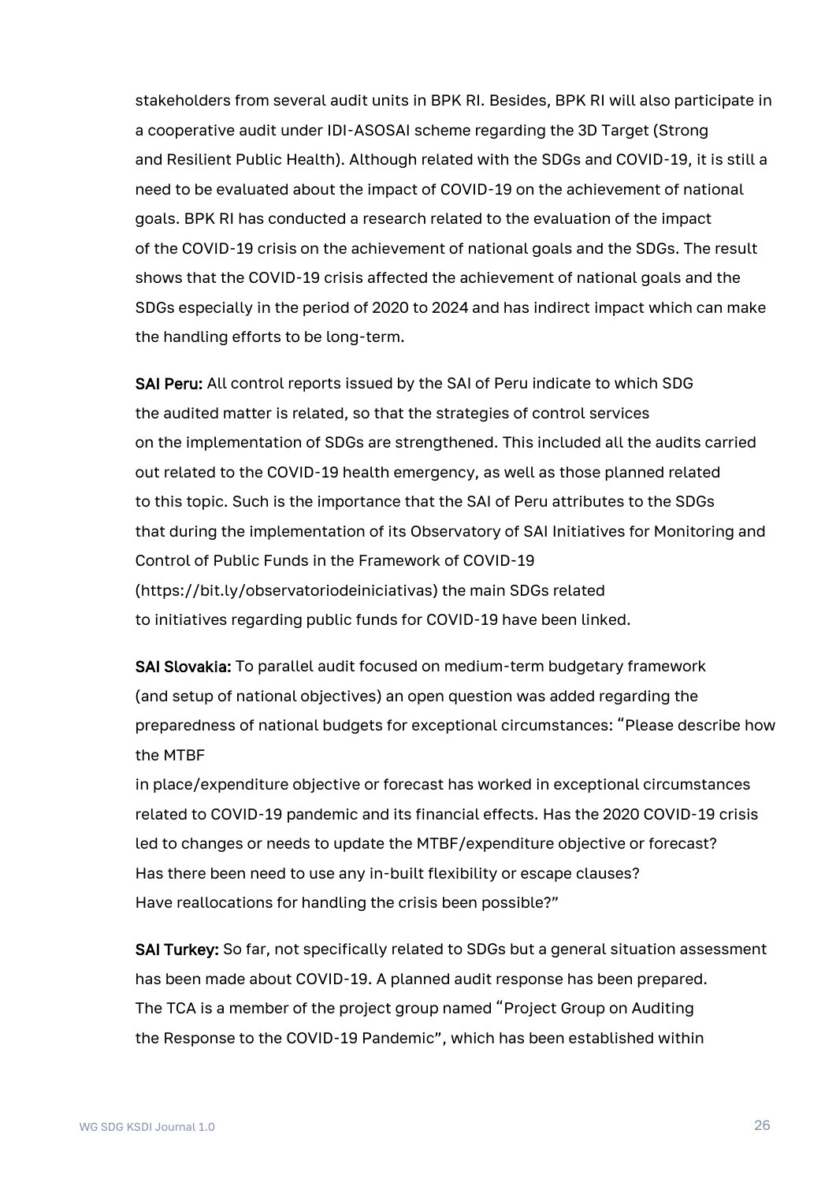stakeholders from several audit units in BPK RI. Besides, BPK RI will also participate in a cooperative audit under IDI-ASOSAI scheme regarding the 3D Target (Strong and Resilient Public Health). Although related with the SDGs and COVID-19, it is still a need to be evaluated about the impact of COVID-19 on the achievement of national goals. BPK RI has conducted a research related to the evaluation of the impact of the COVID-19 crisis on the achievement of national goals and the SDGs. The result shows that the COVID-19 crisis affected the achievement of national goals and the SDGs especially in the period of 2020 to 2024 and has indirect impact which can make the handling efforts to be long-term.

**SAI Peru:** All control reports issued by the SAI of Peru indicate to which SDG the audited matter is related, so that the strategies of control services on the implementation of SDGs are strengthened. This included all the audits carried out related to the COVID-19 health emergency, as well as those planned related to this topic. Such is the importance that the SAI of Peru attributes to the SDGs that during the implementation of its Observatory of SAI Initiatives for Monitoring and Control of Public Funds in the Framework of COVID-19 (https://bit.ly/observatoriodeiniciativas) the main SDGs related to initiatives regarding public funds for COVID-19 have been linked.

**SAI Slovakia:** To parallel audit focused on medium-term budgetary framework (and setup of national objectives) an open question was added regarding the preparedness of national budgets for exceptional circumstances: "Please describe how the MTBF in place/expenditure objective or forecast has worked in exceptional circumstances related to COVID-19 pandemic and its financial effects. Has the 2020 COVID-19 crisis led to changes or needs to update the MTBF/expenditure objective or forecast? Has there been need to use any in-built flexibility or escape clauses? Have reallocations for handling the crisis been possible?"

**SAI Turkey:** So far, not specifically related to SDGs but a general situation assessment has been made about COVID-19. A planned audit response has been prepared. The TCA is a member of the project group named "Project Group on Auditing the Response to the COVID-19 Pandemic", which has been established within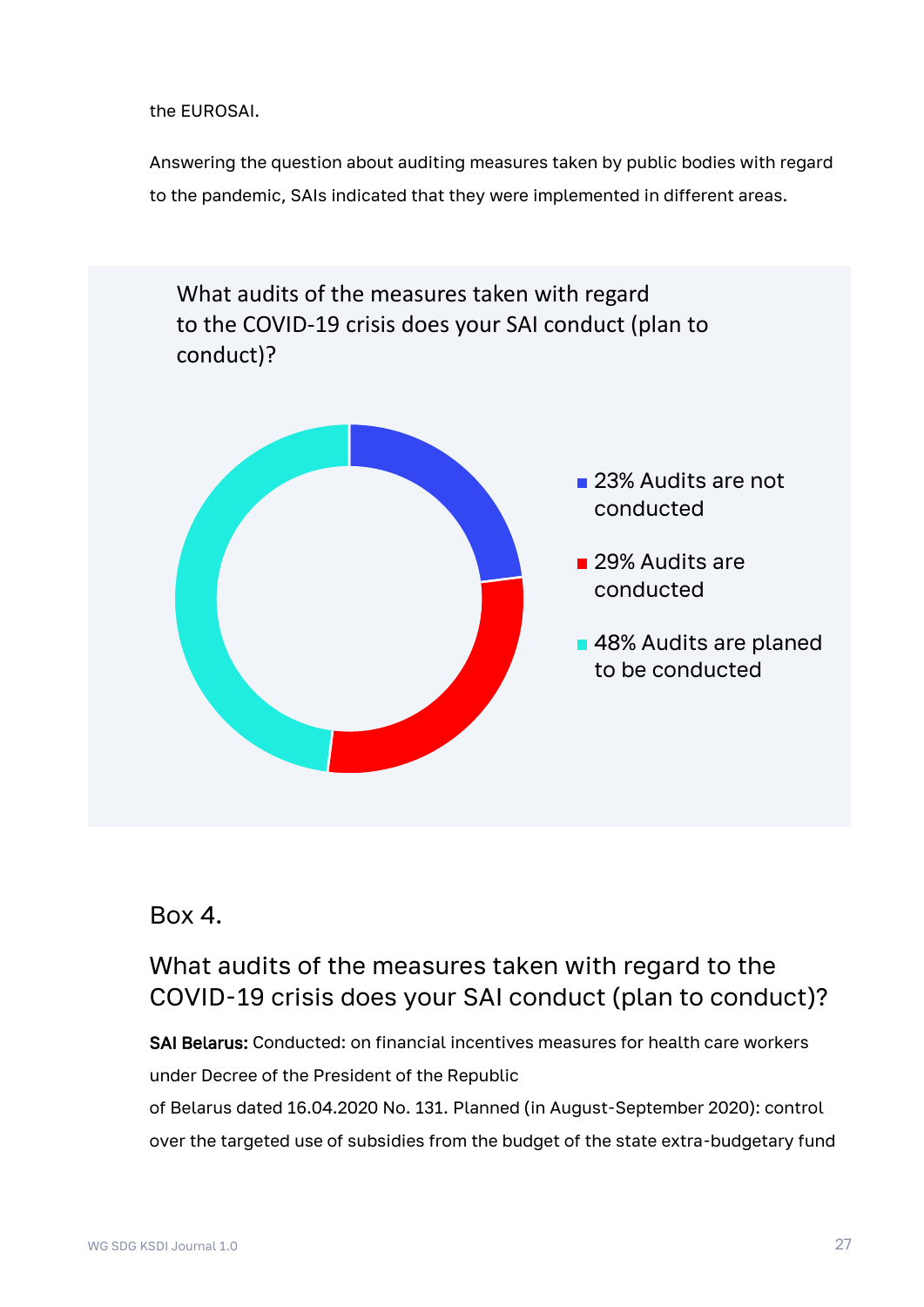the EUROSAI.

Answering the question about auditing measures taken by public bodies with regard to the pandemic, SAIs indicated that they were implemented in different areas.

What audits of the measures taken with regard to the COVID-19 crisis does your SAI conduct (plan to conduct)?

- 23% Audits are not conducted
- 29% Audits are conducted
- 48% Audits are planed to be conducted

## Box 4.

### What audits of the measures taken with regard to the COVID-19 crisis does your SAI conduct (plan to conduct)?

**SAI Belarus:** Conducted: on financial incentives measures for health care workers under Decree of the President of the Republic of Belarus dated 16.04.2020 No. 131. Planned (in August-September 2020): control over the targeted use of subsidies from the budget of the state extra-budgetary fund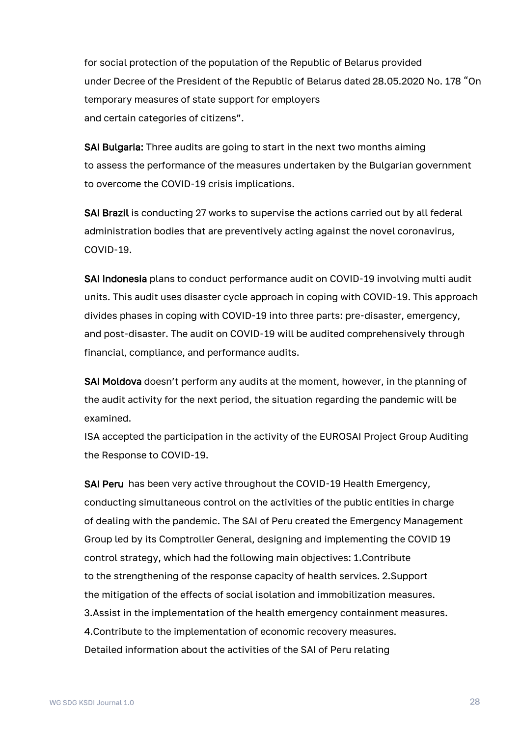for social protection of the population of the Republic of Belarus provided under Decree of the President of the Republic of Belarus dated 28.05.2020 No. 178 "On temporary measures of state support for employers and certain categories of citizens".

**SAI Bulgaria:** Three audits are going to start in the next two months aiming to assess the performance of the measures undertaken by the Bulgarian government to overcome the COVID-19 crisis implications.

**SAI Brazil** is conducting 27 works to supervise the actions carried out by all federal administration bodies that are preventively acting against the novel coronavirus, COVID-19.

**SAI Indonesia** plans to conduct performance audit on COVID-19 involving multi audit units. This audit uses disaster cycle approach in coping with COVID-19. This approach divides phases in coping with COVID-19 into three parts: pre-disaster, emergency, and post-disaster. The audit on COVID-19 will be audited comprehensively through financial, compliance, and performance audits.

**SAI Moldova** doesn't perform any audits at the moment, however, in the planning of the audit activity for the next period, the situation regarding the pandemic will be examined.
ISA accepted the participation in the activity of the EUROSAI Project Group Auditing the Response to COVID-19.

**SAI Peru** has been very active throughout the COVID-19 Health Emergency, conducting simultaneous control on the activities of the public entities in charge of dealing with the pandemic. The SAI of Peru created the Emergency Management Group led by its Comptroller General, designing and implementing the COVID 19 control strategy, which had the following main objectives: 1.Contribute to the strengthening of the response capacity of health services. 2.Support the mitigation of the effects of social isolation and immobilization measures. 3.Assist in the implementation of the health emergency containment measures. 4.Contribute to the implementation of economic recovery measures.
Detailed information about the activities of the SAI of Peru relating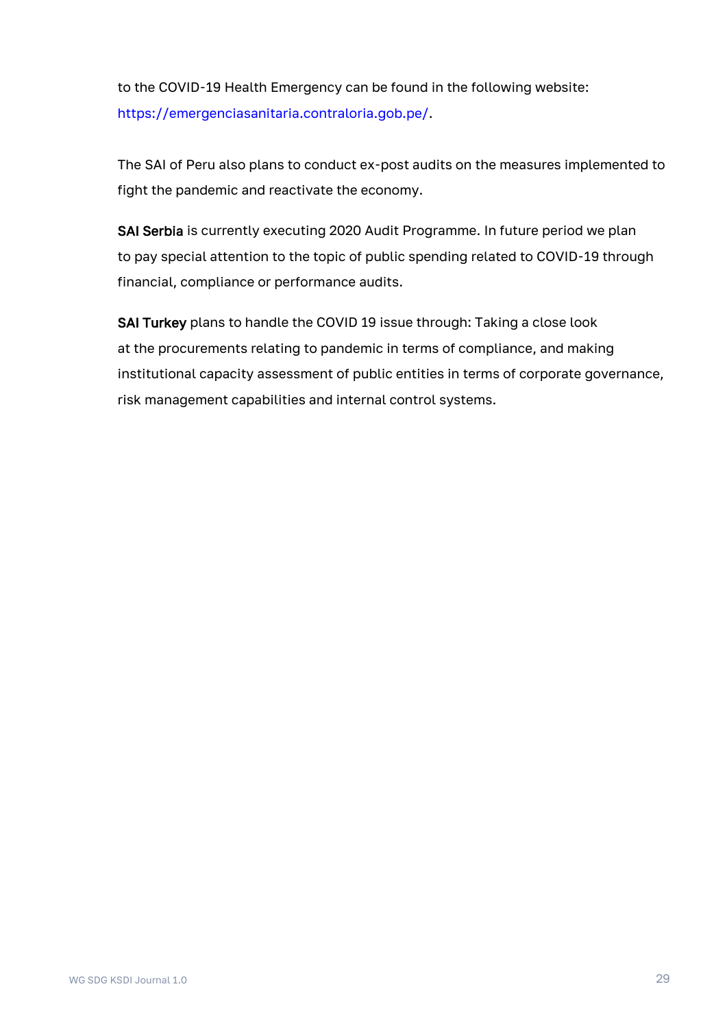to the COVID-19 Health Emergency can be found in the following website: https://emergenciasanitaria.contraloria.gob.pe/.

The SAI of Peru also plans to conduct ex-post audits on the measures implemented to fight the pandemic and reactivate the economy.

**SAI Serbia** is currently executing 2020 Audit Programme. In future period we plan to pay special attention to the topic of public spending related to COVID-19 through financial, compliance or performance audits.

**SAI Turkey** plans to handle the COVID 19 issue through: Taking a close look at the procurements relating to pandemic in terms of compliance, and making institutional capacity assessment of public entities in terms of corporate governance, risk management capabilities and internal control systems.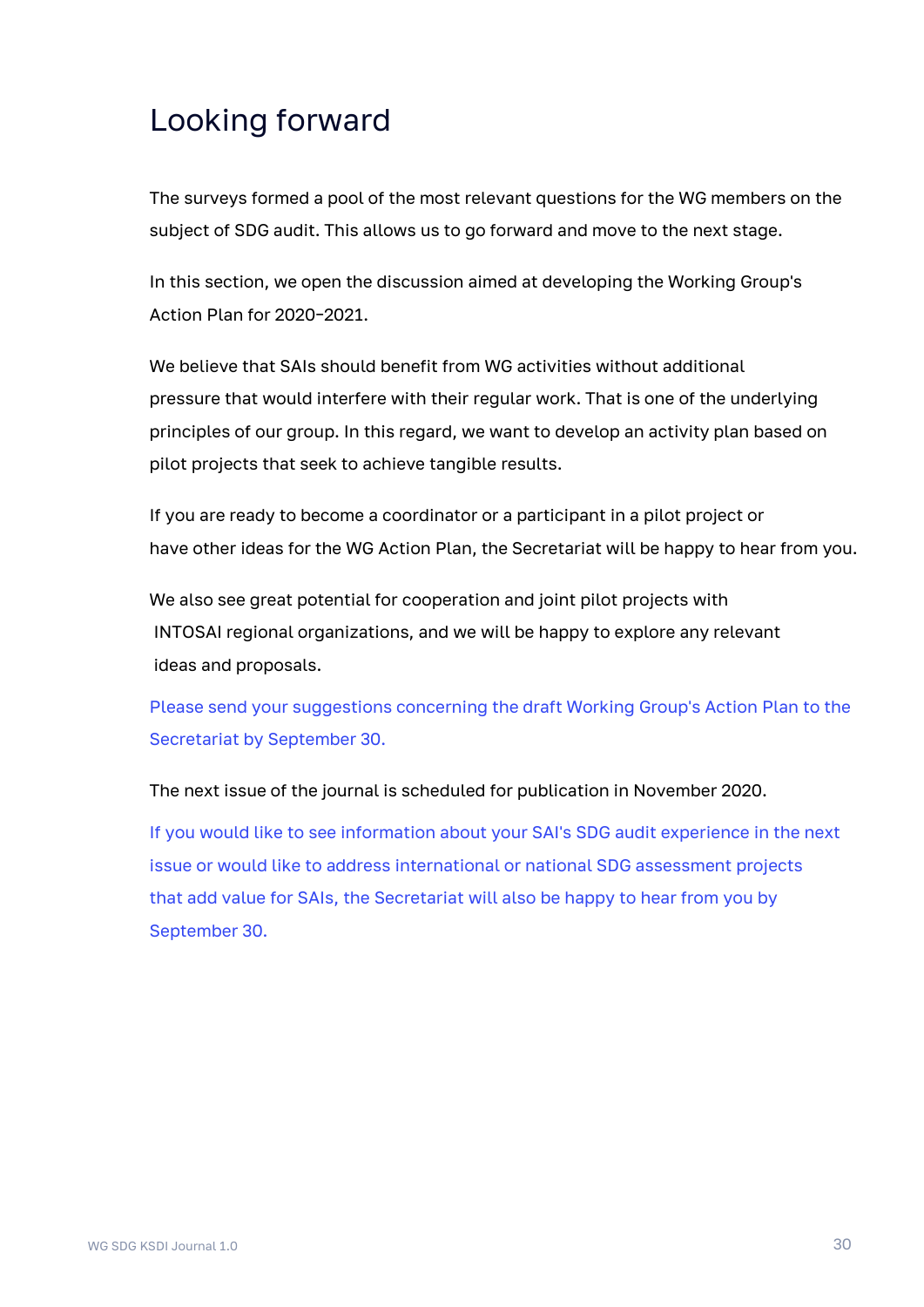# Looking forward

The surveys formed a pool of the most relevant questions for the WG members on the subject of SDG audit. This allows us to go forward and move to the next stage.

In this section, we open the discussion aimed at developing the Working Group's Action Plan for 2020-2021.

We believe that SAIs should benefit from WG activities without additional pressure that would interfere with their regular work. That is one of the underlying principles of our group. In this regard, we want to develop an activity plan based on pilot projects that seek to achieve tangible results.

If you are ready to become a coordinator or a participant in a pilot project or have other ideas for the WG Action Plan, the Secretariat will be happy to hear from you.

We also see great potential for cooperation and joint pilot projects with INTOSAI regional organizations, and we will be happy to explore any relevant ideas and proposals.

Please send your suggestions concerning the draft Working Group's Action Plan to the Secretariat by September 30.

The next issue of the journal is scheduled for publication in November 2020.

If you would like to see information about your SAI's SDG audit experience in the next issue or would like to address international or national SDG assessment projects that add value for SAIs, the Secretariat will also be happy to hear from you by September 30.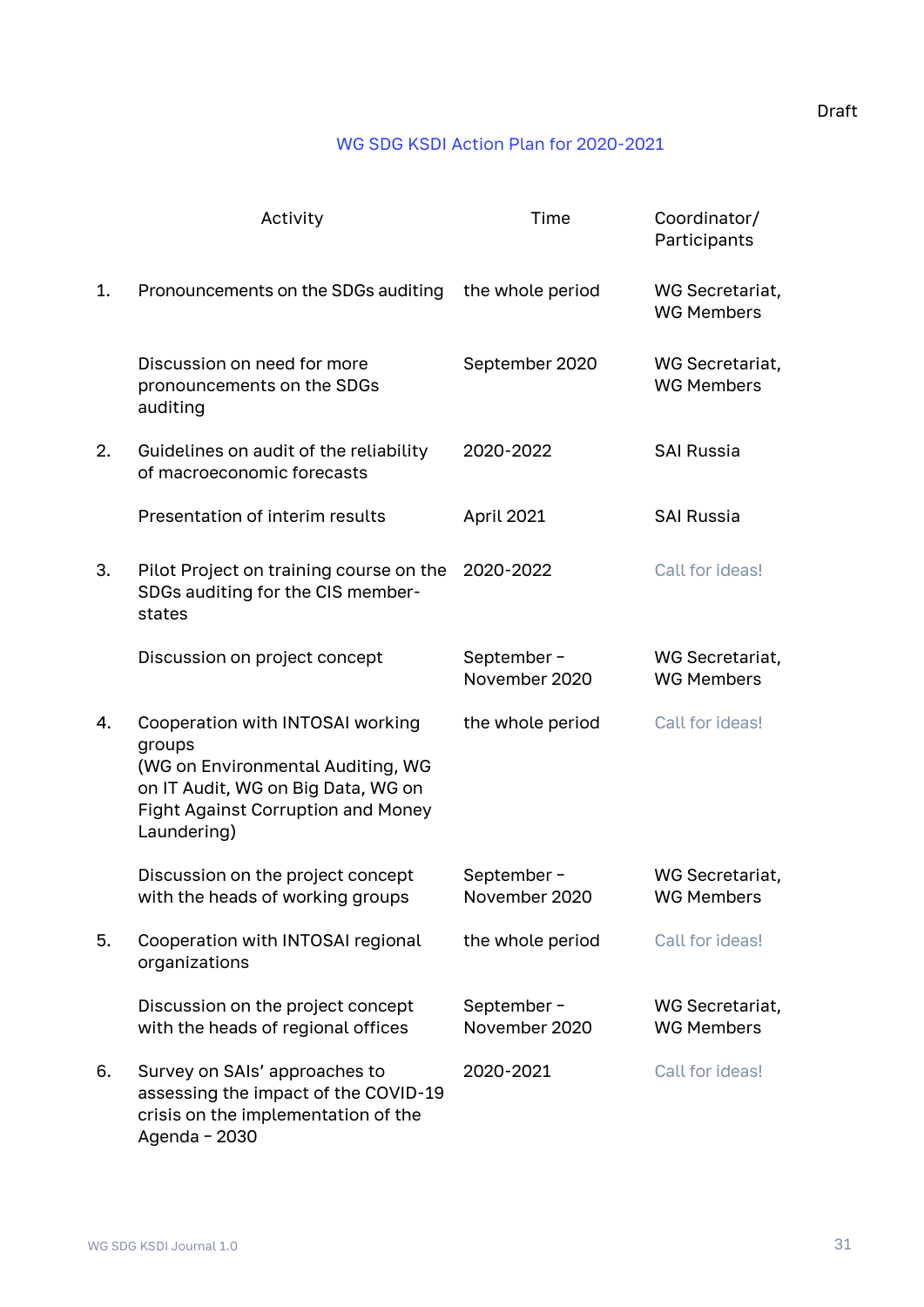Draft

## WG SDG KSDI Action Plan for 2020-2021

| | Activity | Time | Coordinator/ Participants |
|---|---|---|---|
| 1. | Pronouncements on the SDGs auditing | the whole period | WG Secretariat, WG Members |
| | Discussion on need for more pronouncements on the SDGs auditing | September 2020 | WG Secretariat, WG Members |
| 2. | Guidelines on audit of the reliability of macroeconomic forecasts | 2020-2022 | SAI Russia |
| | Presentation of interim results | April 2021 | SAI Russia |
| 3. | Pilot Project on training course on the SDGs auditing for the CIS member-states | 2020-2022 | Call for ideas! |
| | Discussion on project concept | September – November 2020 | WG Secretariat, WG Members |
| 4. | Cooperation with INTOSAI working groups (WG on Environmental Auditing, WG on IT Audit, WG on Big Data, WG on Fight Against Corruption and Money Laundering) | the whole period | Call for ideas! |
| | Discussion on the project concept with the heads of working groups | September – November 2020 | WG Secretariat, WG Members |
| 5. | Cooperation with INTOSAI regional organizations | the whole period | Call for ideas! |
| | Discussion on the project concept with the heads of regional offices | September – November 2020 | WG Secretariat, WG Members |
| 6. | Survey on SAIs' approaches to assessing the impact of the COVID-19 crisis on the implementation of the Agenda – 2030 | 2020-2021 | Call for ideas! |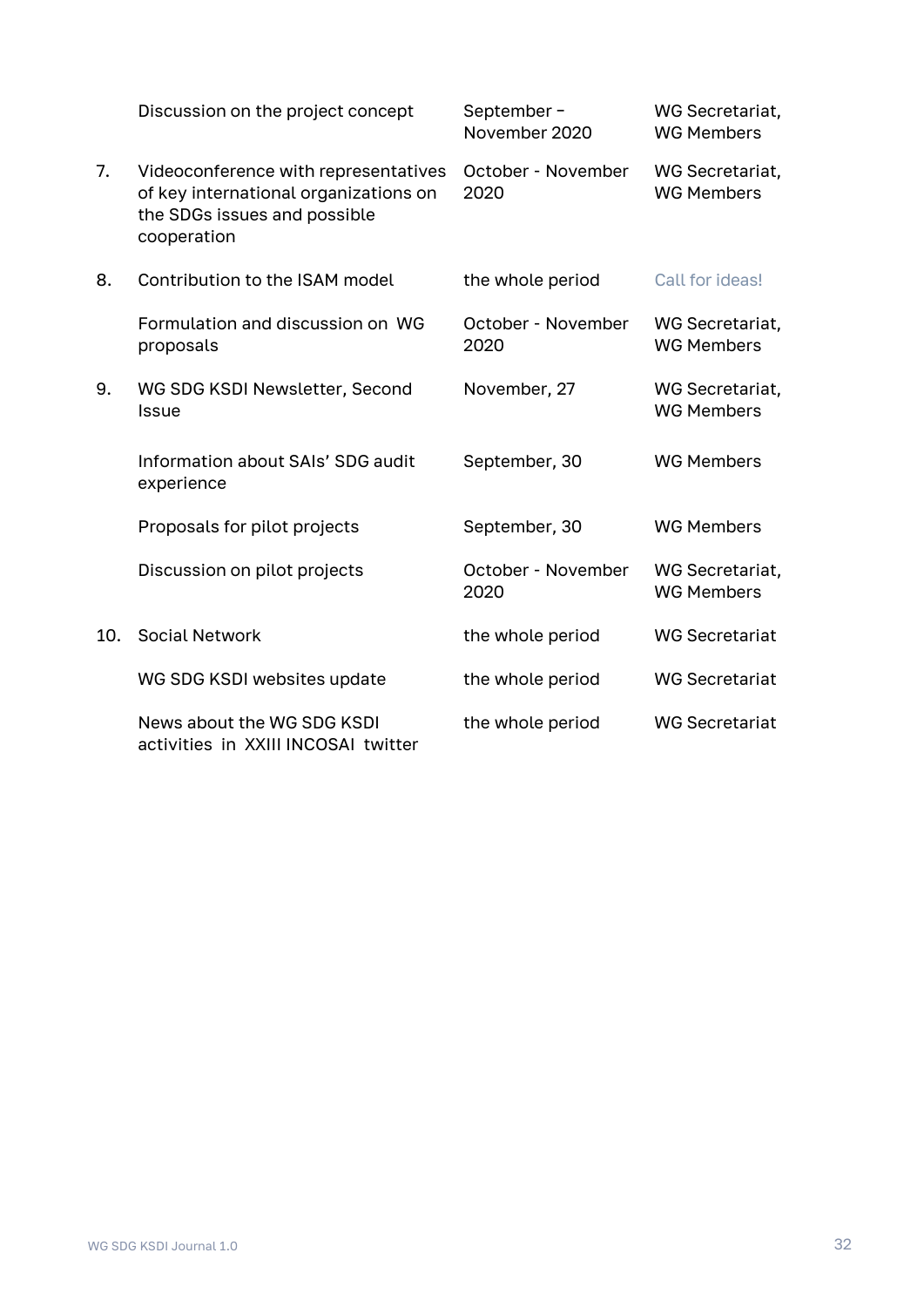| | | | |
|---|---|---|---|
| | Discussion on the project concept | September – November 2020 | WG Secretariat, WG Members |
| 7. | Videoconference with representatives of key international organizations on the SDGs issues and possible cooperation | October - November 2020 | WG Secretariat, WG Members |
| 8. | Contribution to the ISAM model | the whole period | Call for ideas! |
| | Formulation and discussion on WG proposals | October - November 2020 | WG Secretariat, WG Members |
| 9. | WG SDG KSDI Newsletter, Second Issue | November, 27 | WG Secretariat, WG Members |
| | Information about SAIs' SDG audit experience | September, 30 | WG Members |
| | Proposals for pilot projects | September, 30 | WG Members |
| | Discussion on pilot projects | October - November 2020 | WG Secretariat, WG Members |
| 10. | Social Network | the whole period | WG Secretariat |
| | WG SDG KSDI websites update | the whole period | WG Secretariat |
| | News about the WG SDG KSDI activities in XXIII INCOSAI twitter | the whole period | WG Secretariat |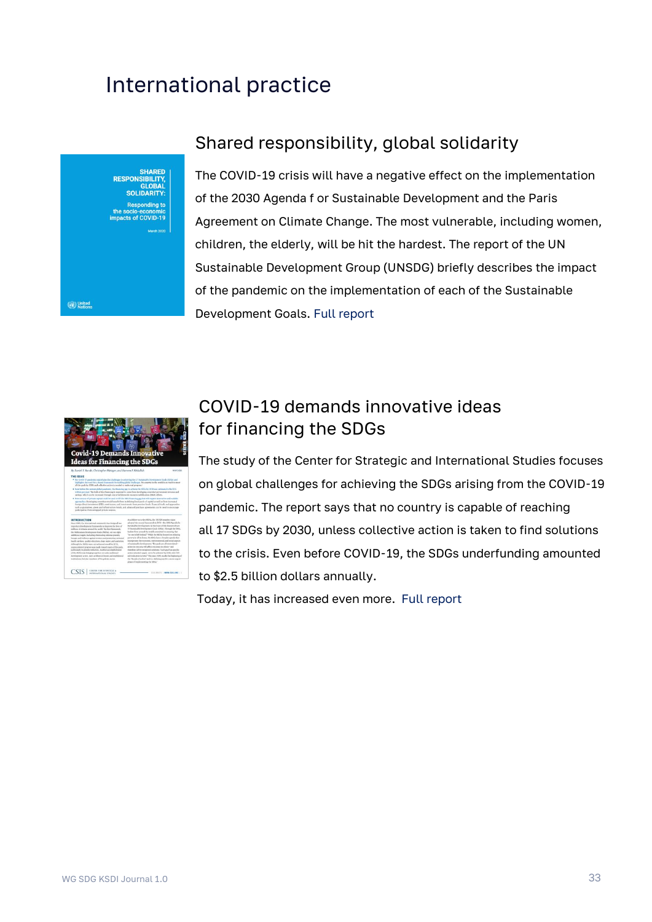# International practice

## Shared responsibility, global solidarity

The COVID-19 crisis will have a negative effect on the implementation of the 2030 Agenda f or Sustainable Development and the Paris Agreement on Climate Change. The most vulnerable, including women, children, the elderly, will be hit the hardest. The report of the UN Sustainable Development Group (UNSDG) briefly describes the impact of the pandemic on the implementation of each of the Sustainable Development Goals. Full report

## COVID-19 demands innovative ideas for financing the SDGs

The study of the Center for Strategic and International Studies focuses on global challenges for achieving the SDGs arising from the COVID-19 pandemic. The report says that no country is capable of reaching all 17 SDGs by 2030, unless collective action is taken to find solutions to the crisis. Even before COVID-19, the SDGs underfunding amounted to $2.5 billion dollars annually.

Today, it has increased even more. Full report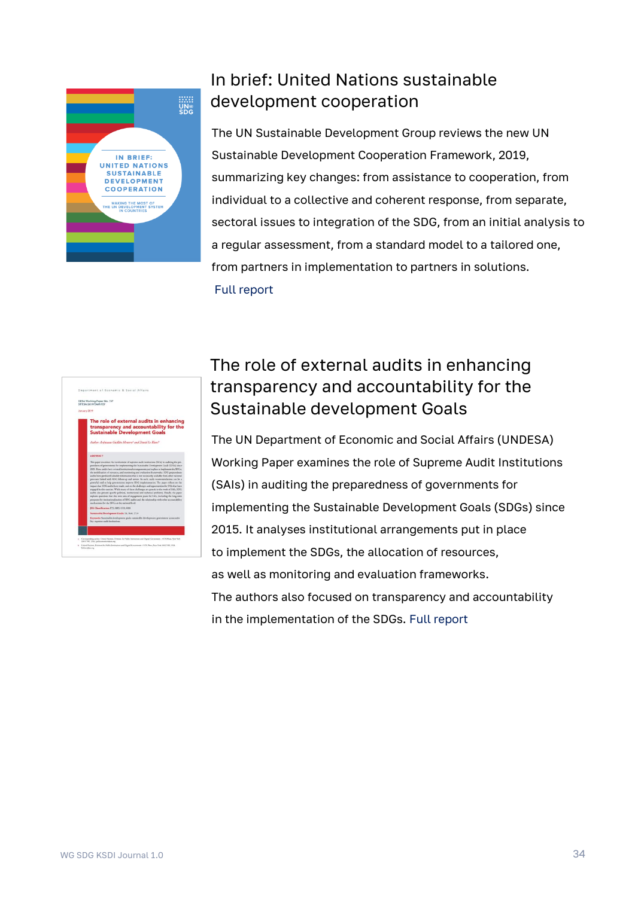## In brief: United Nations sustainable development cooperation

The UN Sustainable Development Group reviews the new UN Sustainable Development Cooperation Framework, 2019, summarizing key changes: from assistance to cooperation, from individual to a collective and coherent response, from separate, sectoral issues to integration of the SDG, from an initial analysis to a regular assessment, from a standard model to a tailored one, from partners in implementation to partners in solutions.

Full report

## The role of external audits in enhancing transparency and accountability for the Sustainable development Goals

The UN Department of Economic and Social Affairs (UNDESA) Working Paper examines the role of Supreme Audit Institutions (SAIs) in auditing the preparedness of governments for implementing the Sustainable Development Goals (SDGs) since 2015. It analyses institutional arrangements put in place to implement the SDGs, the allocation of resources, as well as monitoring and evaluation frameworks.

The authors also focused on transparency and accountability in the implementation of the SDGs. Full report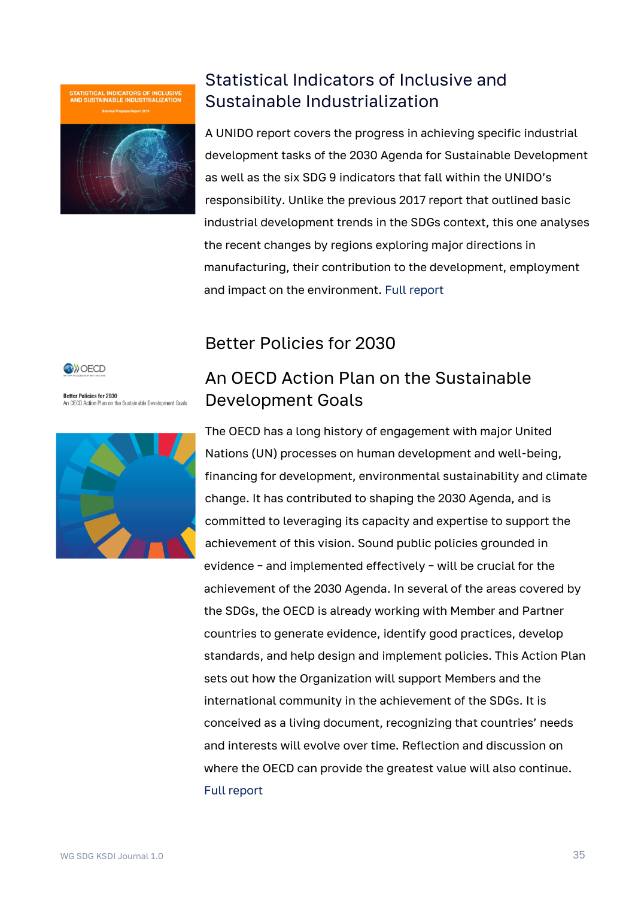## Statistical Indicators of Inclusive and Sustainable Industrialization

A UNIDO report covers the progress in achieving specific industrial development tasks of the 2030 Agenda for Sustainable Development as well as the six SDG 9 indicators that fall within the UNIDO's responsibility. Unlike the previous 2017 report that outlined basic industrial development trends in the SDGs context, this one analyses the recent changes by regions exploring major directions in manufacturing, their contribution to the development, employment and impact on the environment. Full report

## Better Policies for 2030

## An OECD Action Plan on the Sustainable Development Goals

The OECD has a long history of engagement with major United Nations (UN) processes on human development and well-being, financing for development, environmental sustainability and climate change. It has contributed to shaping the 2030 Agenda, and is committed to leveraging its capacity and expertise to support the achievement of this vision. Sound public policies grounded in evidence – and implemented effectively – will be crucial for the achievement of the 2030 Agenda. In several of the areas covered by the SDGs, the OECD is already working with Member and Partner countries to generate evidence, identify good practices, develop standards, and help design and implement policies. This Action Plan sets out how the Organization will support Members and the international community in the achievement of the SDGs. It is conceived as a living document, recognizing that countries' needs and interests will evolve over time. Reflection and discussion on where the OECD can provide the greatest value will also continue. Full report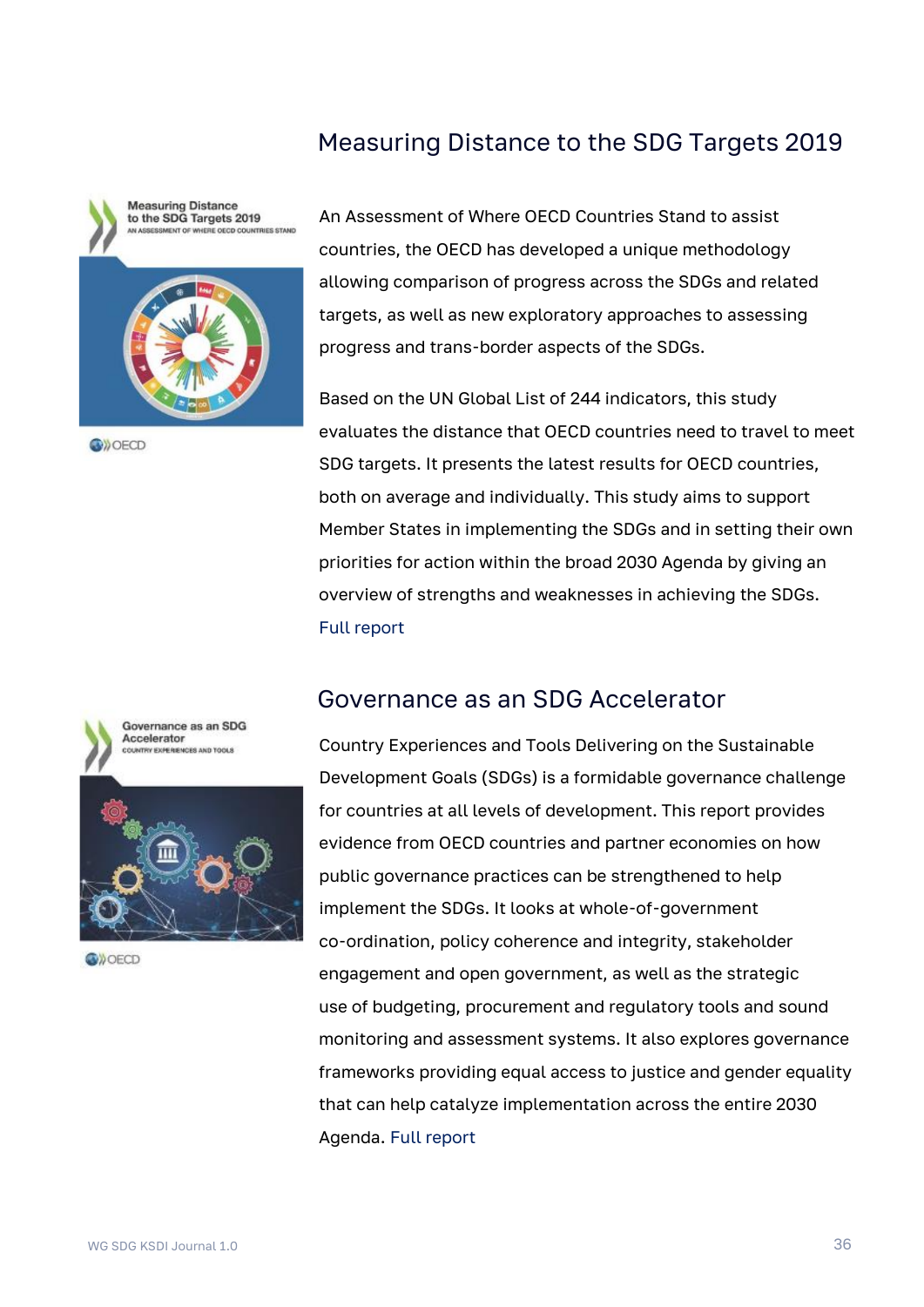## Measuring Distance to the SDG Targets 2019

An Assessment of Where OECD Countries Stand to assist countries, the OECD has developed a unique methodology allowing comparison of progress across the SDGs and related targets, as well as new exploratory approaches to assessing progress and trans-border aspects of the SDGs.

Based on the UN Global List of 244 indicators, this study evaluates the distance that OECD countries need to travel to meet SDG targets. It presents the latest results for OECD countries, both on average and individually. This study aims to support Member States in implementing the SDGs and in setting their own priorities for action within the broad 2030 Agenda by giving an overview of strengths and weaknesses in achieving the SDGs.
Full report

## Governance as an SDG Accelerator

Country Experiences and Tools Delivering on the Sustainable Development Goals (SDGs) is a formidable governance challenge for countries at all levels of development. This report provides evidence from OECD countries and partner economies on how public governance practices can be strengthened to help implement the SDGs. It looks at whole-of-government co-ordination, policy coherence and integrity, stakeholder engagement and open government, as well as the strategic use of budgeting, procurement and regulatory tools and sound monitoring and assessment systems. It also explores governance frameworks providing equal access to justice and gender equality that can help catalyze implementation across the entire 2030 Agenda. Full report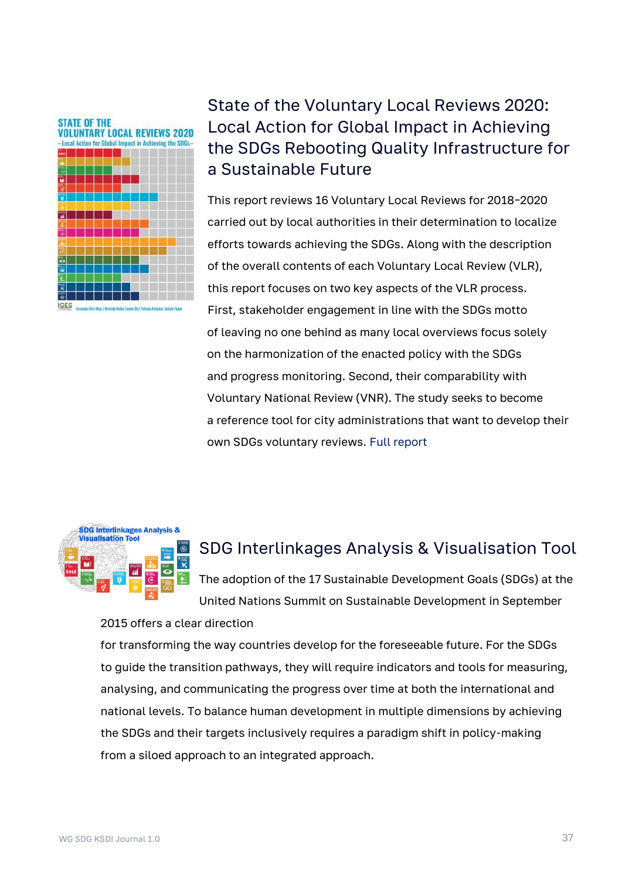## State of the Voluntary Local Reviews 2020: Local Action for Global Impact in Achieving the SDGs Rebooting Quality Infrastructure for a Sustainable Future

This report reviews 16 Voluntary Local Reviews for 2018-2020 carried out by local authorities in their determination to localize efforts towards achieving the SDGs. Along with the description of the overall contents of each Voluntary Local Review (VLR), this report focuses on two key aspects of the VLR process. First, stakeholder engagement in line with the SDGs motto of leaving no one behind as many local overviews focus solely on the harmonization of the enacted policy with the SDGs and progress monitoring. Second, their comparability with Voluntary National Review (VNR). The study seeks to become a reference tool for city administrations that want to develop their own SDGs voluntary reviews. Full report

## SDG Interlinkages Analysis & Visualisation Tool

The adoption of the 17 Sustainable Development Goals (SDGs) at the United Nations Summit on Sustainable Development in September 2015 offers a clear direction for transforming the way countries develop for the foreseeable future. For the SDGs to guide the transition pathways, they will require indicators and tools for measuring, analysing, and communicating the progress over time at both the international and national levels. To balance human development in multiple dimensions by achieving the SDGs and their targets inclusively requires a paradigm shift in policy-making from a siloed approach to an integrated approach.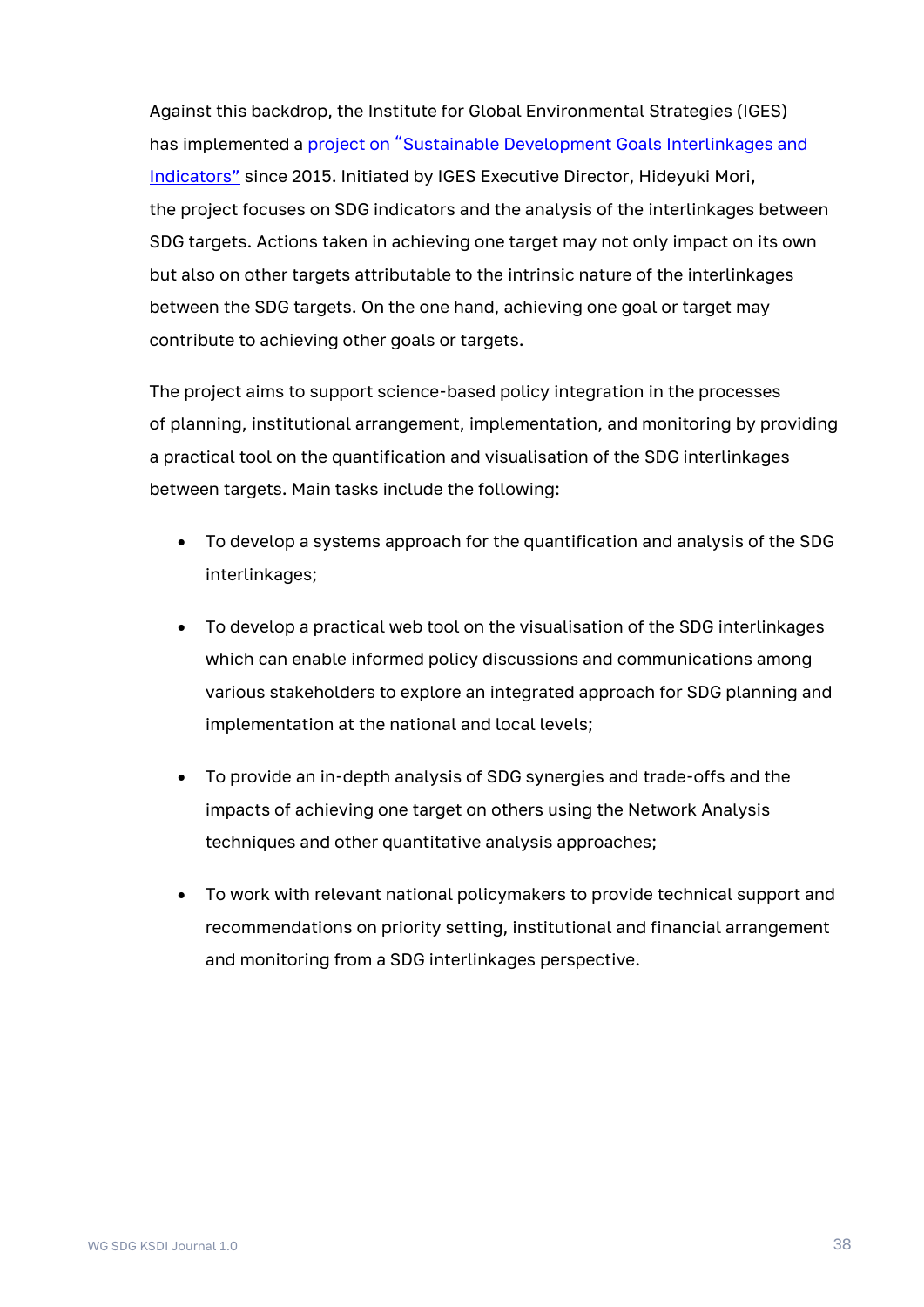Against this backdrop, the Institute for Global Environmental Strategies (IGES) has implemented a project on "Sustainable Development Goals Interlinkages and Indicators" since 2015. Initiated by IGES Executive Director, Hideyuki Mori, the project focuses on SDG indicators and the analysis of the interlinkages between SDG targets. Actions taken in achieving one target may not only impact on its own but also on other targets attributable to the intrinsic nature of the interlinkages between the SDG targets. On the one hand, achieving one goal or target may contribute to achieving other goals or targets.

The project aims to support science-based policy integration in the processes of planning, institutional arrangement, implementation, and monitoring by providing a practical tool on the quantification and visualisation of the SDG interlinkages between targets. Main tasks include the following:

- To develop a systems approach for the quantification and analysis of the SDG interlinkages;
- To develop a practical web tool on the visualisation of the SDG interlinkages which can enable informed policy discussions and communications among various stakeholders to explore an integrated approach for SDG planning and implementation at the national and local levels;
- To provide an in-depth analysis of SDG synergies and trade-offs and the impacts of achieving one target on others using the Network Analysis techniques and other quantitative analysis approaches;
- To work with relevant national policymakers to provide technical support and recommendations on priority setting, institutional and financial arrangement and monitoring from a SDG interlinkages perspective.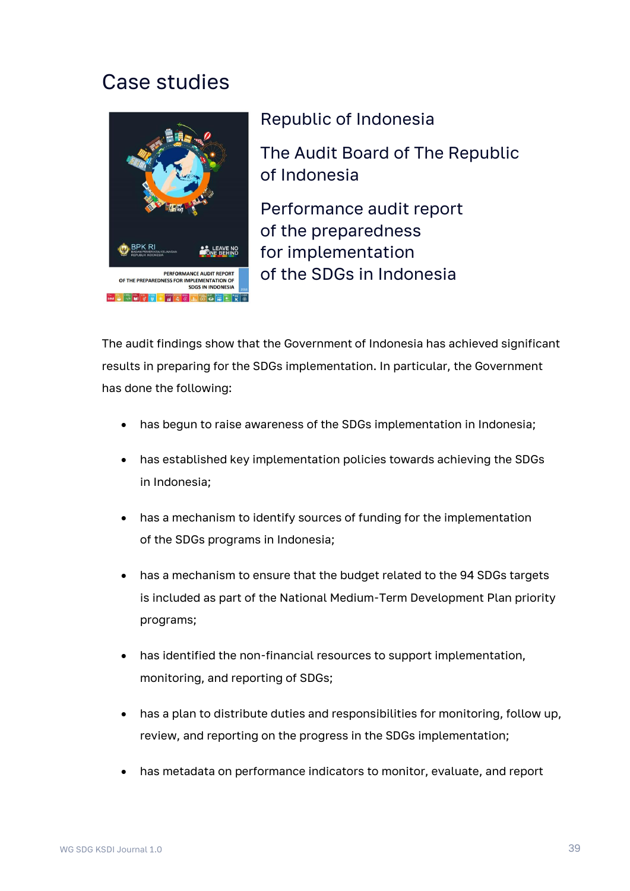# Case studies

Republic of Indonesia

The Audit Board of The Republic of Indonesia

Performance audit report of the preparedness for implementation of the SDGs in Indonesia

The audit findings show that the Government of Indonesia has achieved significant results in preparing for the SDGs implementation. In particular, the Government has done the following:

- has begun to raise awareness of the SDGs implementation in Indonesia;
- has established key implementation policies towards achieving the SDGs in Indonesia;
- has a mechanism to identify sources of funding for the implementation of the SDGs programs in Indonesia;
- has a mechanism to ensure that the budget related to the 94 SDGs targets is included as part of the National Medium-Term Development Plan priority programs;
- has identified the non-financial resources to support implementation, monitoring, and reporting of SDGs;
- has a plan to distribute duties and responsibilities for monitoring, follow up, review, and reporting on the progress in the SDGs implementation;
- has metadata on performance indicators to monitor, evaluate, and report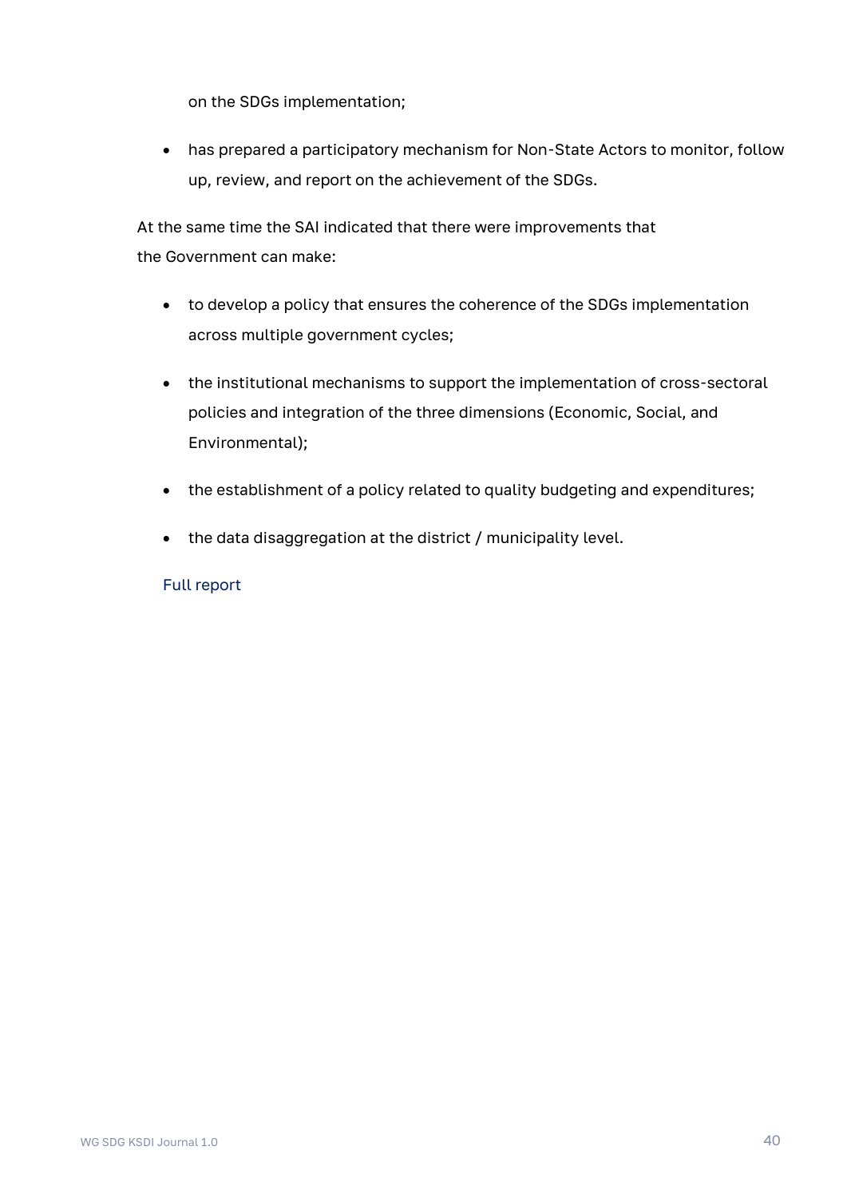on the SDGs implementation;

- has prepared a participatory mechanism for Non-State Actors to monitor, follow up, review, and report on the achievement of the SDGs.

At the same time the SAI indicated that there were improvements that the Government can make:

- to develop a policy that ensures the coherence of the SDGs implementation across multiple government cycles;
- the institutional mechanisms to support the implementation of cross-sectoral policies and integration of the three dimensions (Economic, Social, and Environmental);
- the establishment of a policy related to quality budgeting and expenditures;
- the data disaggregation at the district / municipality level.

Full report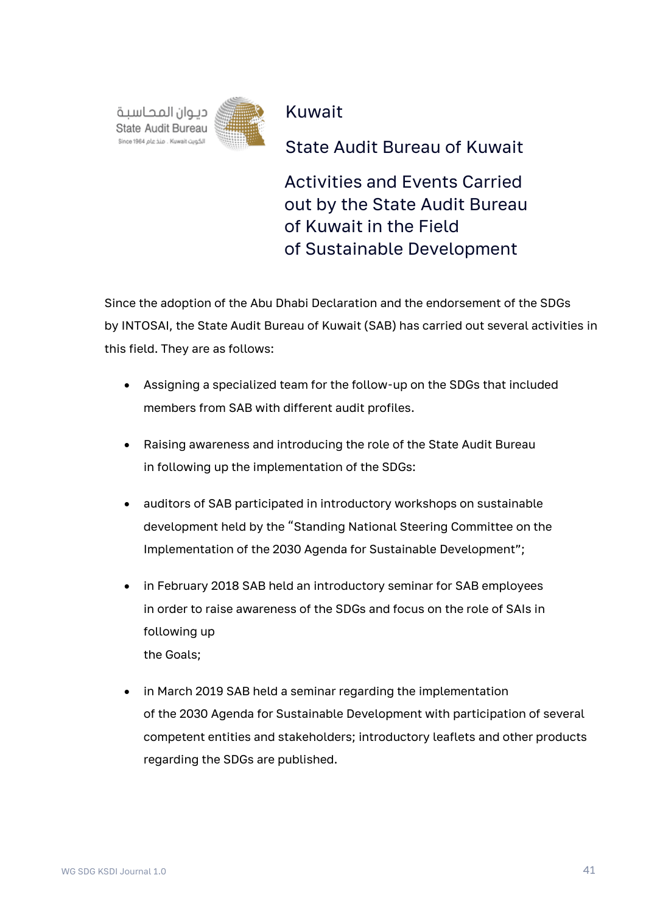ديـوان المحـاسبة
State Audit Bureau
Since 1964 منذ عام . Kuwait الكويت

# Kuwait

## State Audit Bureau of Kuwait

## Activities and Events Carried out by the State Audit Bureau of Kuwait in the Field of Sustainable Development

Since the adoption of the Abu Dhabi Declaration and the endorsement of the SDGs by INTOSAI, the State Audit Bureau of Kuwait (SAB) has carried out several activities in this field. They are as follows:

- Assigning a specialized team for the follow-up on the SDGs that included members from SAB with different audit profiles.
- Raising awareness and introducing the role of the State Audit Bureau in following up the implementation of the SDGs:
- auditors of SAB participated in introductory workshops on sustainable development held by the "Standing National Steering Committee on the Implementation of the 2030 Agenda for Sustainable Development";
- in February 2018 SAB held an introductory seminar for SAB employees in order to raise awareness of the SDGs and focus on the role of SAIs in following up the Goals;
- in March 2019 SAB held a seminar regarding the implementation of the 2030 Agenda for Sustainable Development with participation of several competent entities and stakeholders; introductory leaflets and other products regarding the SDGs are published.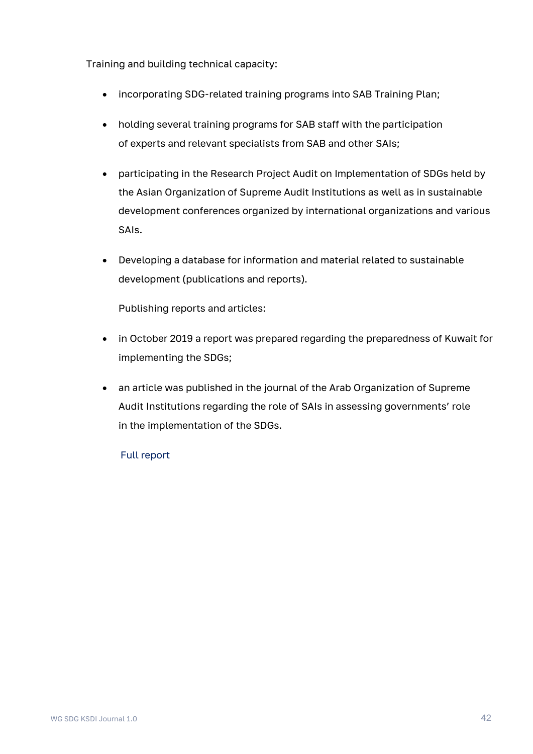Training and building technical capacity:

- incorporating SDG-related training programs into SAB Training Plan;
- holding several training programs for SAB staff with the participation of experts and relevant specialists from SAB and other SAIs;
- participating in the Research Project Audit on Implementation of SDGs held by the Asian Organization of Supreme Audit Institutions as well as in sustainable development conferences organized by international organizations and various SAIs.
- Developing a database for information and material related to sustainable development (publications and reports).

Publishing reports and articles:

- in October 2019 a report was prepared regarding the preparedness of Kuwait for implementing the SDGs;
- an article was published in the journal of the Arab Organization of Supreme Audit Institutions regarding the role of SAIs in assessing governments' role in the implementation of the SDGs.

Full report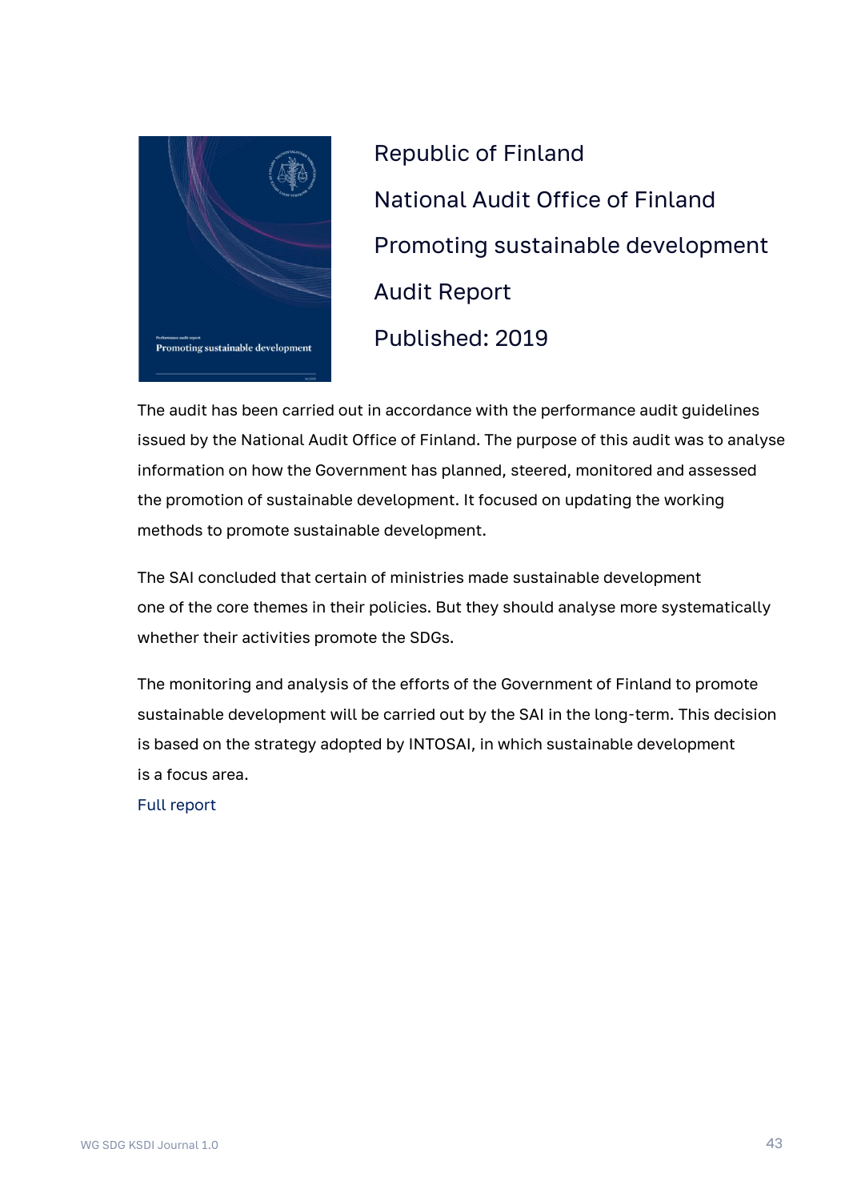Republic of Finland

National Audit Office of Finland

Promoting sustainable development

Audit Report

Published: 2019

The audit has been carried out in accordance with the performance audit guidelines issued by the National Audit Office of Finland. The purpose of this audit was to analyse information on how the Government has planned, steered, monitored and assessed the promotion of sustainable development. It focused on updating the working methods to promote sustainable development.

The SAI concluded that certain of ministries made sustainable development one of the core themes in their policies. But they should analyse more systematically whether their activities promote the SDGs.

The monitoring and analysis of the efforts of the Government of Finland to promote sustainable development will be carried out by the SAI in the long-term. This decision is based on the strategy adopted by INTOSAI, in which sustainable development is a focus area.

Full report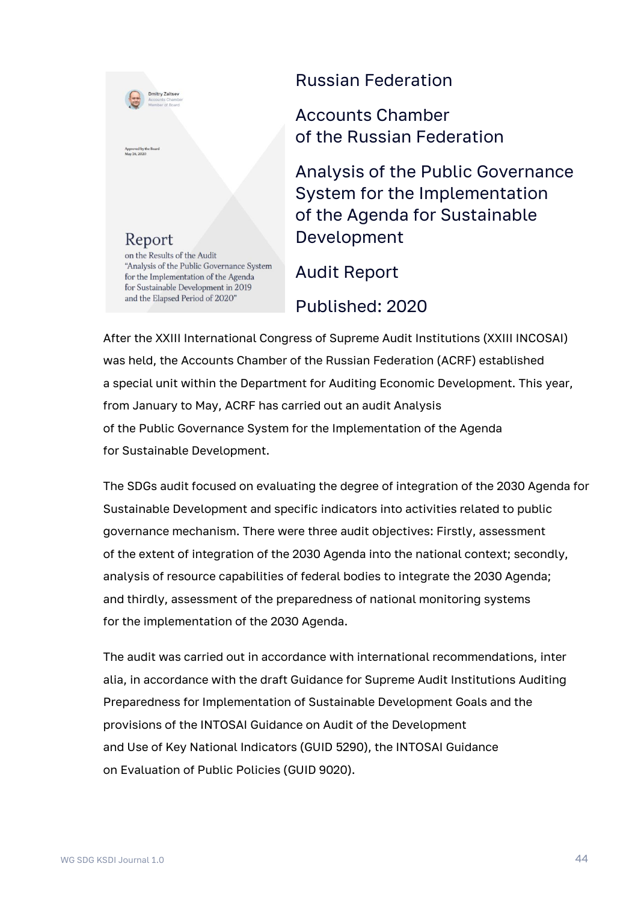Dmitry Zaitsev
Accounts Chamber
Member of Board

Approved by the Board
May 26, 2020

Report
on the Results of the Audit
"Analysis of the Public Governance System for the Implementation of the Agenda for Sustainable Development in 2019 and the Elapsed Period of 2020"

## Russian Federation

## Accounts Chamber of the Russian Federation

## Analysis of the Public Governance System for the Implementation of the Agenda for Sustainable Development

## Audit Report

## Published: 2020

After the XXIII International Congress of Supreme Audit Institutions (XXIII INCOSAI) was held, the Accounts Chamber of the Russian Federation (ACRF) established a special unit within the Department for Auditing Economic Development. This year, from January to May, ACRF has carried out an audit Analysis of the Public Governance System for the Implementation of the Agenda for Sustainable Development.

The SDGs audit focused on evaluating the degree of integration of the 2030 Agenda for Sustainable Development and specific indicators into activities related to public governance mechanism. There were three audit objectives: Firstly, assessment of the extent of integration of the 2030 Agenda into the national context; secondly, analysis of resource capabilities of federal bodies to integrate the 2030 Agenda; and thirdly, assessment of the preparedness of national monitoring systems for the implementation of the 2030 Agenda.

The audit was carried out in accordance with international recommendations, inter alia, in accordance with the draft Guidance for Supreme Audit Institutions Auditing Preparedness for Implementation of Sustainable Development Goals and the provisions of the INTOSAI Guidance on Audit of the Development and Use of Key National Indicators (GUID 5290), the INTOSAI Guidance on Evaluation of Public Policies (GUID 9020).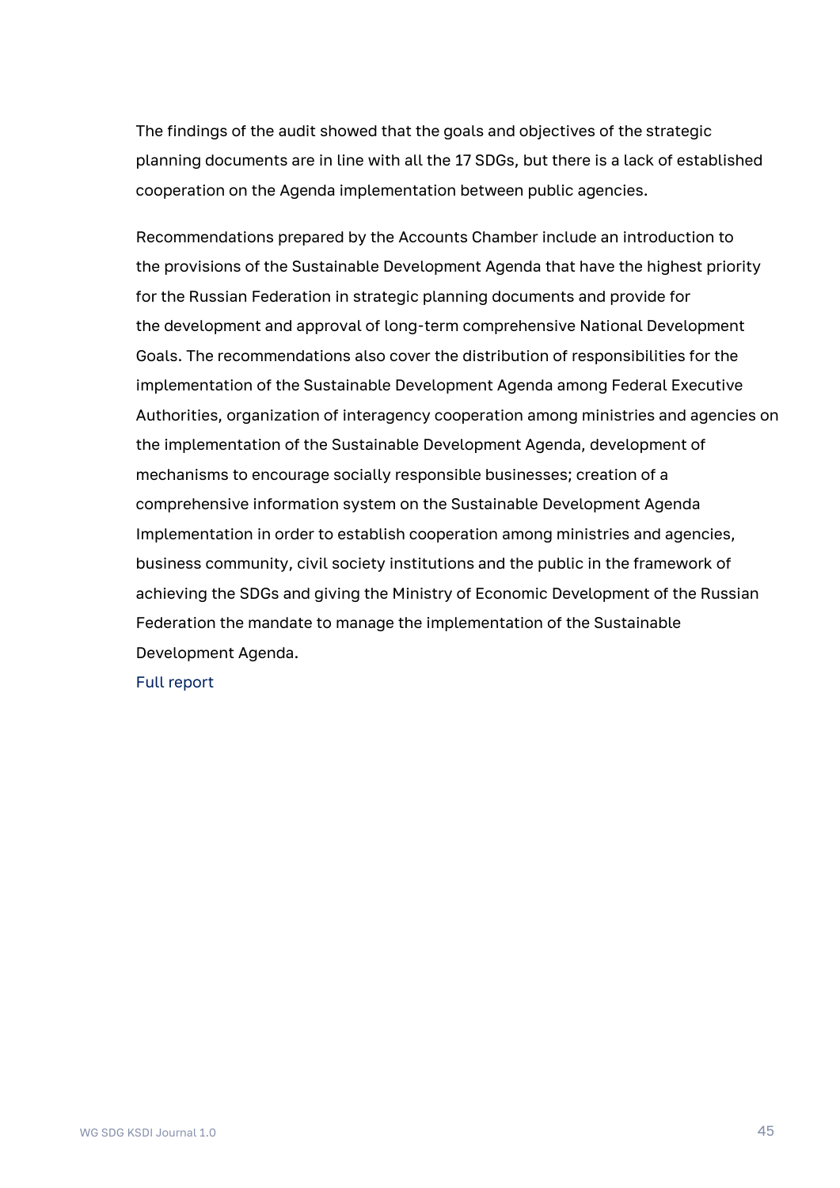The findings of the audit showed that the goals and objectives of the strategic planning documents are in line with all the 17 SDGs, but there is a lack of established cooperation on the Agenda implementation between public agencies.

Recommendations prepared by the Accounts Chamber include an introduction to the provisions of the Sustainable Development Agenda that have the highest priority for the Russian Federation in strategic planning documents and provide for the development and approval of long-term comprehensive National Development Goals. The recommendations also cover the distribution of responsibilities for the implementation of the Sustainable Development Agenda among Federal Executive Authorities, organization of interagency cooperation among ministries and agencies on the implementation of the Sustainable Development Agenda, development of mechanisms to encourage socially responsible businesses; creation of a comprehensive information system on the Sustainable Development Agenda Implementation in order to establish cooperation among ministries and agencies, business community, civil society institutions and the public in the framework of achieving the SDGs and giving the Ministry of Economic Development of the Russian Federation the mandate to manage the implementation of the Sustainable Development Agenda.

Full report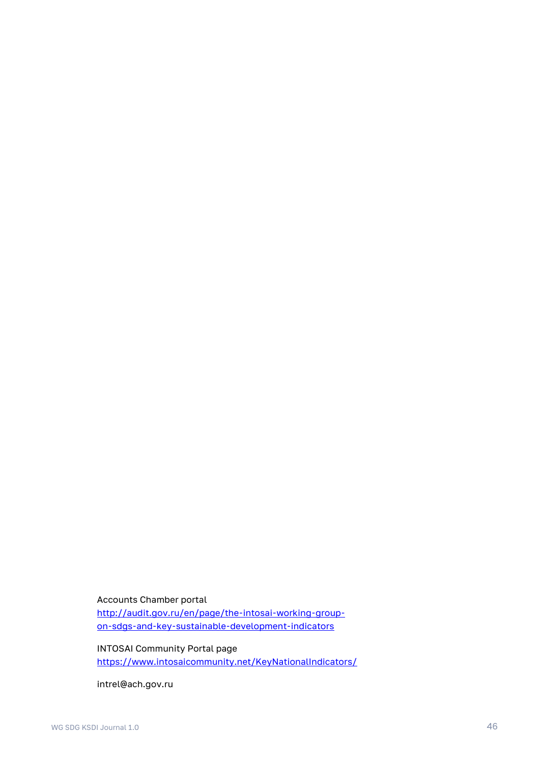Accounts Chamber portal
[http://audit.gov.ru/en/page/the-intosai-working-group-on-sdgs-and-key-sustainable-development-indicators](http://audit.gov.ru/en/page/the-intosai-working-group-on-sdgs-and-key-sustainable-development-indicators)

INTOSAI Community Portal page
[https://www.intosaicommunity.net/KeyNationalIndicators/](https://www.intosaicommunity.net/KeyNationalIndicators/)

intrel@ach.gov.ru